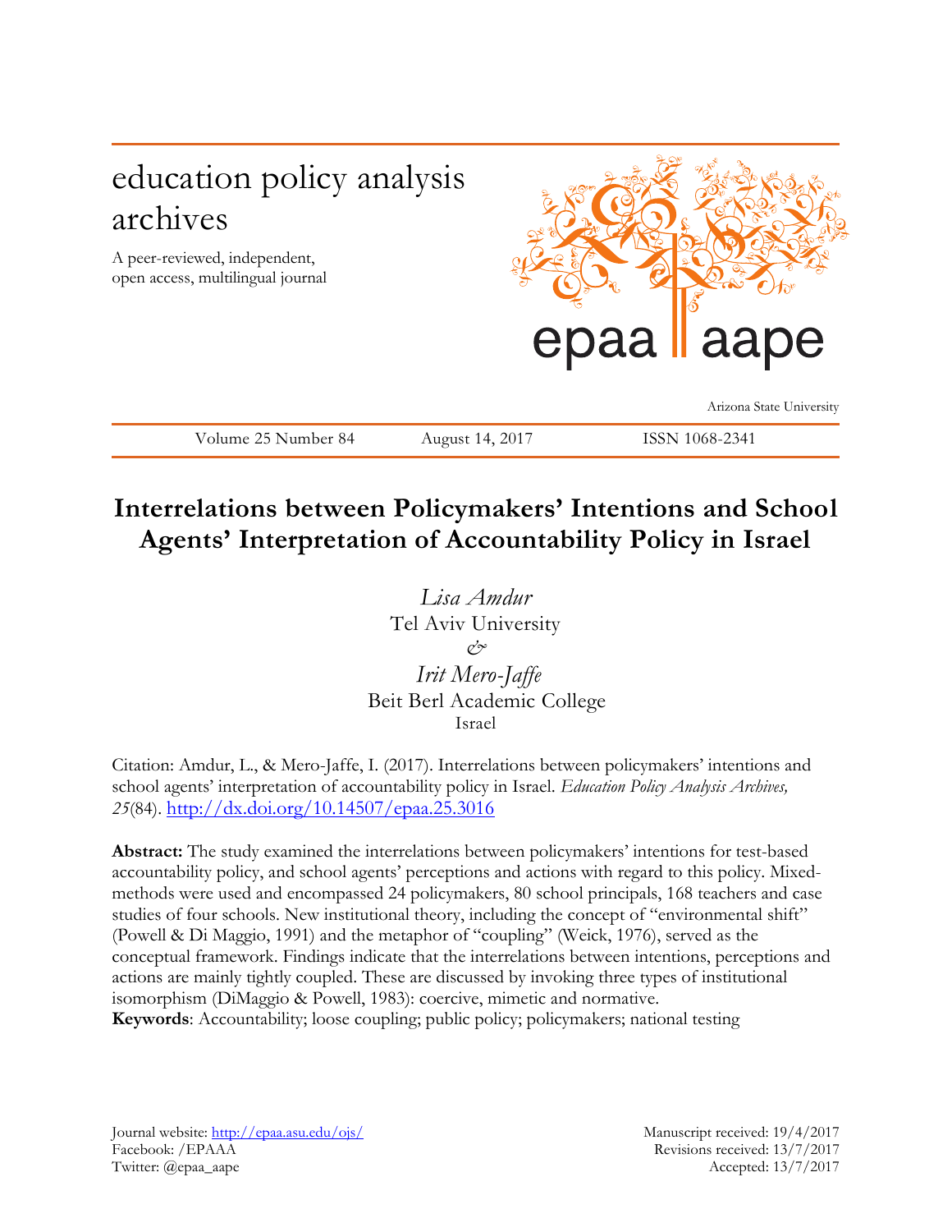# education policy analysis archives

A peer-reviewed, independent, open access, multilingual journal

epaa aape

Arizona State University

Volume 25 Number 84 August 14, 2017 ISSN 1068-2341

## Interrelations between Policymakers' Intentions and School Agents' Interpretation of Accountability Policy in Israel

*Lisa Amdur*
Tel Aviv University
*&*
*Irit Mero-Jaffe*
Beit Berl Academic College
Israel

Citation: Amdur, L., & Mero-Jaffe, I. (2017). Interrelations between policymakers' intentions and school agents' interpretation of accountability policy in Israel. *Education Policy Analysis Archives, 25*(84). http://dx.doi.org/10.14507/epaa.25.3016

**Abstract:** The study examined the interrelations between policymakers' intentions for test-based accountability policy, and school agents' perceptions and actions with regard to this policy. Mixed-methods were used and encompassed 24 policymakers, 80 school principals, 168 teachers and case studies of four schools. New institutional theory, including the concept of "environmental shift" (Powell & Di Maggio, 1991) and the metaphor of "coupling" (Weick, 1976), served as the conceptual framework. Findings indicate that the interrelations between intentions, perceptions and actions are mainly tightly coupled. These are discussed by invoking three types of institutional isomorphism (DiMaggio & Powell, 1983): coercive, mimetic and normative.
**Keywords**: Accountability; loose coupling; public policy; policymakers; national testing

Journal website: http://epaa.asu.edu/ojs/
Facebook: /EPAAA
Twitter: @epaa_aape

Manuscript received: 19/4/2017
Revisions received: 13/7/2017
Accepted: 13/7/2017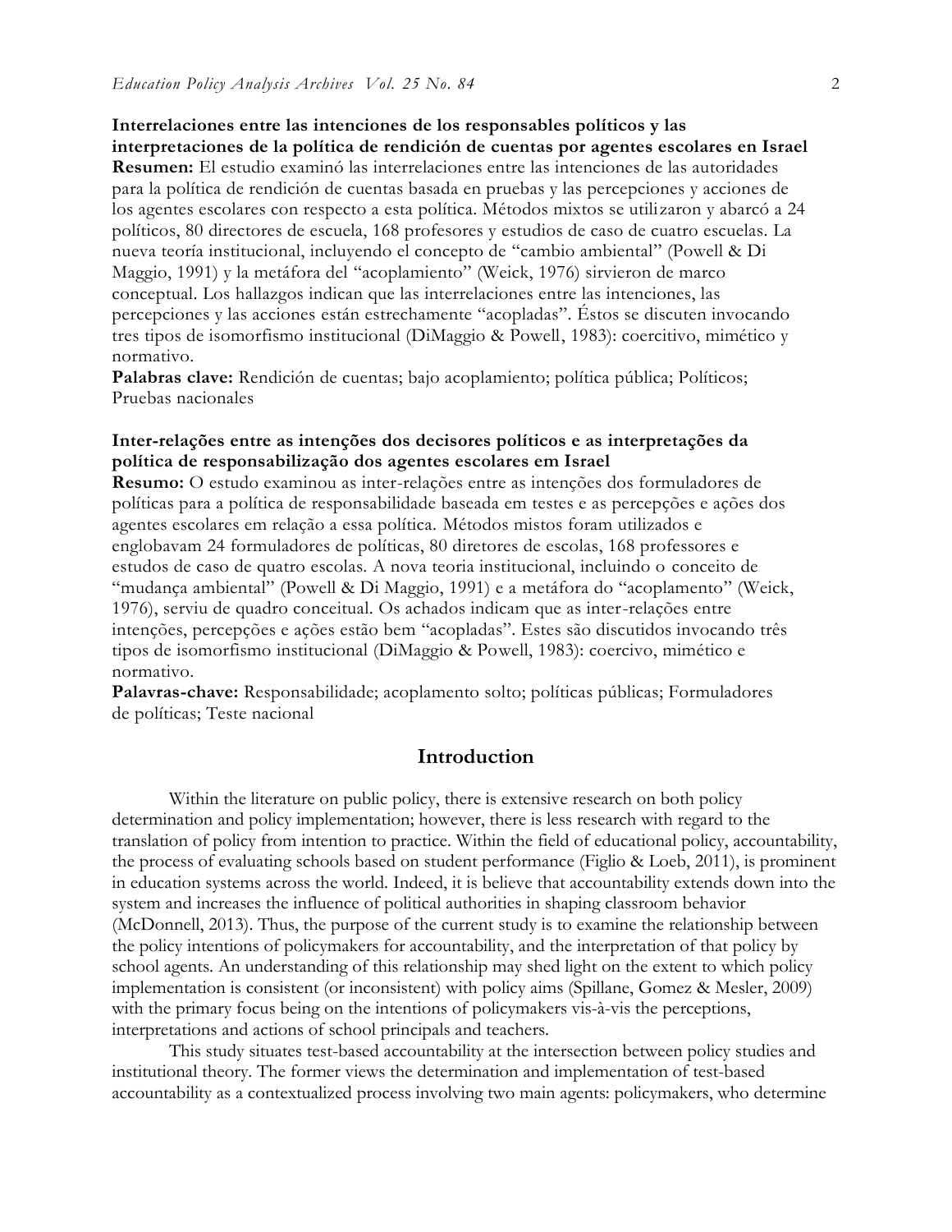**Interrelaciones entre las intenciones de los responsables políticos y las interpretaciones de la política de rendición de cuentas por agentes escolares en Israel**

**Resumen:** El estudio examinó las interrelaciones entre las intenciones de las autoridades para la política de rendición de cuentas basada en pruebas y las percepciones y acciones de los agentes escolares con respecto a esta política. Métodos mixtos se utilizaron y abarcó a 24 políticos, 80 directores de escuela, 168 profesores y estudios de caso de cuatro escuelas. La nueva teoría institucional, incluyendo el concepto de "cambio ambiental" (Powell & Di Maggio, 1991) y la metáfora del "acoplamiento" (Weick, 1976) sirvieron de marco conceptual. Los hallazgos indican que las interrelaciones entre las intenciones, las percepciones y las acciones están estrechamente "acopladas". Éstos se discuten invocando tres tipos de isomorfismo institucional (DiMaggio & Powell, 1983): coercitivo, mimético y normativo.

**Palabras clave:** Rendición de cuentas; bajo acoplamiento; política pública; Políticos; Pruebas nacionales

**Inter-relações entre as intenções dos decisores políticos e as interpretações da política de responsabilização dos agentes escolares em Israel**

**Resumo:** O estudo examinou as inter-relações entre as intenções dos formuladores de políticas para a política de responsabilidade baseada em testes e as percepções e ações dos agentes escolares em relação a essa política. Métodos mistos foram utilizados e englobavam 24 formuladores de políticas, 80 diretores de escolas, 168 professores e estudos de caso de quatro escolas. A nova teoria institucional, incluindo o conceito de "mudança ambiental" (Powell & Di Maggio, 1991) e a metáfora do "acoplamento" (Weick, 1976), serviu de quadro conceitual. Os achados indicam que as inter-relações entre intenções, percepções e ações estão bem "acopladas". Estes são discutidos invocando três tipos de isomorfismo institucional (DiMaggio & Powell, 1983): coercivo, mimético e normativo.

**Palavras-chave:** Responsabilidade; acoplamento solto; políticas públicas; Formuladores de políticas; Teste nacional

## Introduction

Within the literature on public policy, there is extensive research on both policy determination and policy implementation; however, there is less research with regard to the translation of policy from intention to practice. Within the field of educational policy, accountability, the process of evaluating schools based on student performance (Figlio & Loeb, 2011), is prominent in education systems across the world. Indeed, it is believe that accountability extends down into the system and increases the influence of political authorities in shaping classroom behavior (McDonnell, 2013). Thus, the purpose of the current study is to examine the relationship between the policy intentions of policymakers for accountability, and the interpretation of that policy by school agents. An understanding of this relationship may shed light on the extent to which policy implementation is consistent (or inconsistent) with policy aims (Spillane, Gomez & Mesler, 2009) with the primary focus being on the intentions of policymakers vis-à-vis the perceptions, interpretations and actions of school principals and teachers.

This study situates test-based accountability at the intersection between policy studies and institutional theory. The former views the determination and implementation of test-based accountability as a contextualized process involving two main agents: policymakers, who determine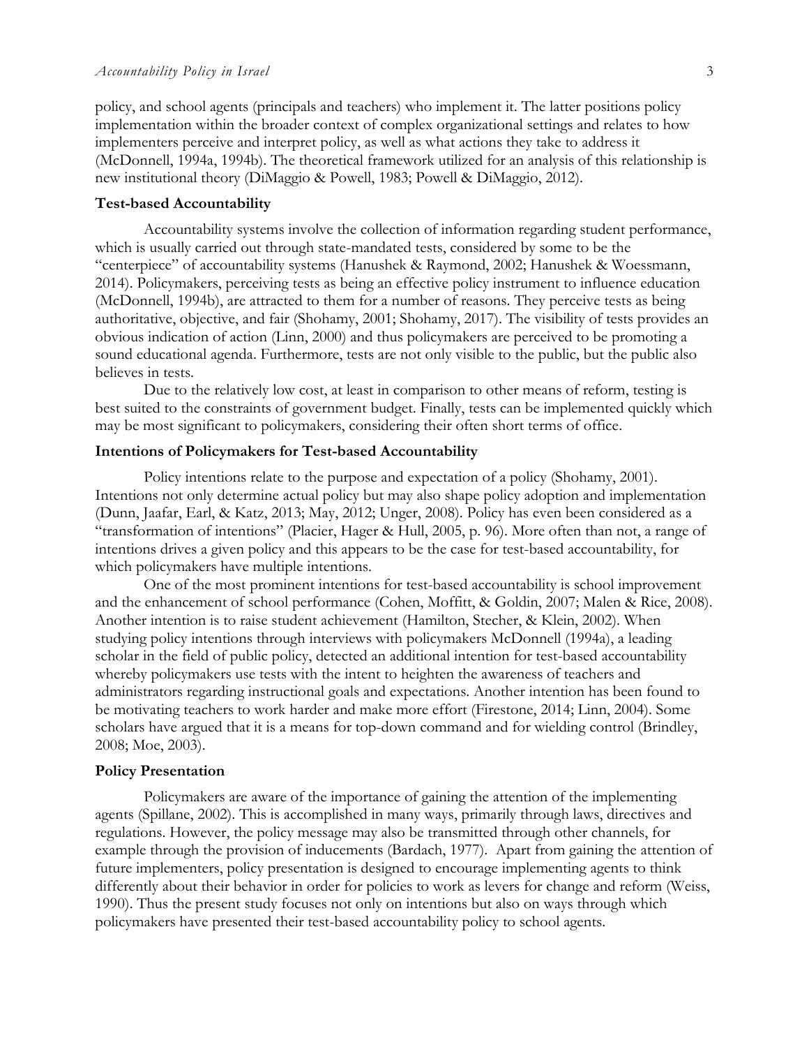policy, and school agents (principals and teachers) who implement it. The latter positions policy implementation within the broader context of complex organizational settings and relates to how implementers perceive and interpret policy, as well as what actions they take to address it (McDonnell, 1994a, 1994b). The theoretical framework utilized for an analysis of this relationship is new institutional theory (DiMaggio & Powell, 1983; Powell & DiMaggio, 2012).

### Test-based Accountability

Accountability systems involve the collection of information regarding student performance, which is usually carried out through state-mandated tests, considered by some to be the "centerpiece" of accountability systems (Hanushek & Raymond, 2002; Hanushek & Woessmann, 2014). Policymakers, perceiving tests as being an effective policy instrument to influence education (McDonnell, 1994b), are attracted to them for a number of reasons. They perceive tests as being authoritative, objective, and fair (Shohamy, 2001; Shohamy, 2017). The visibility of tests provides an obvious indication of action (Linn, 2000) and thus policymakers are perceived to be promoting a sound educational agenda. Furthermore, tests are not only visible to the public, but the public also believes in tests.

Due to the relatively low cost, at least in comparison to other means of reform, testing is best suited to the constraints of government budget. Finally, tests can be implemented quickly which may be most significant to policymakers, considering their often short terms of office.

### Intentions of Policymakers for Test-based Accountability

Policy intentions relate to the purpose and expectation of a policy (Shohamy, 2001). Intentions not only determine actual policy but may also shape policy adoption and implementation (Dunn, Jaafar, Earl, & Katz, 2013; May, 2012; Unger, 2008). Policy has even been considered as a "transformation of intentions" (Placier, Hager & Hull, 2005, p. 96). More often than not, a range of intentions drives a given policy and this appears to be the case for test-based accountability, for which policymakers have multiple intentions.

One of the most prominent intentions for test-based accountability is school improvement and the enhancement of school performance (Cohen, Moffitt, & Goldin, 2007; Malen & Rice, 2008). Another intention is to raise student achievement (Hamilton, Stecher, & Klein, 2002). When studying policy intentions through interviews with policymakers McDonnell (1994a), a leading scholar in the field of public policy, detected an additional intention for test-based accountability whereby policymakers use tests with the intent to heighten the awareness of teachers and administrators regarding instructional goals and expectations. Another intention has been found to be motivating teachers to work harder and make more effort (Firestone, 2014; Linn, 2004). Some scholars have argued that it is a means for top-down command and for wielding control (Brindley, 2008; Moe, 2003).

### Policy Presentation

Policymakers are aware of the importance of gaining the attention of the implementing agents (Spillane, 2002). This is accomplished in many ways, primarily through laws, directives and regulations. However, the policy message may also be transmitted through other channels, for example through the provision of inducements (Bardach, 1977). Apart from gaining the attention of future implementers, policy presentation is designed to encourage implementing agents to think differently about their behavior in order for policies to work as levers for change and reform (Weiss, 1990). Thus the present study focuses not only on intentions but also on ways through which policymakers have presented their test-based accountability policy to school agents.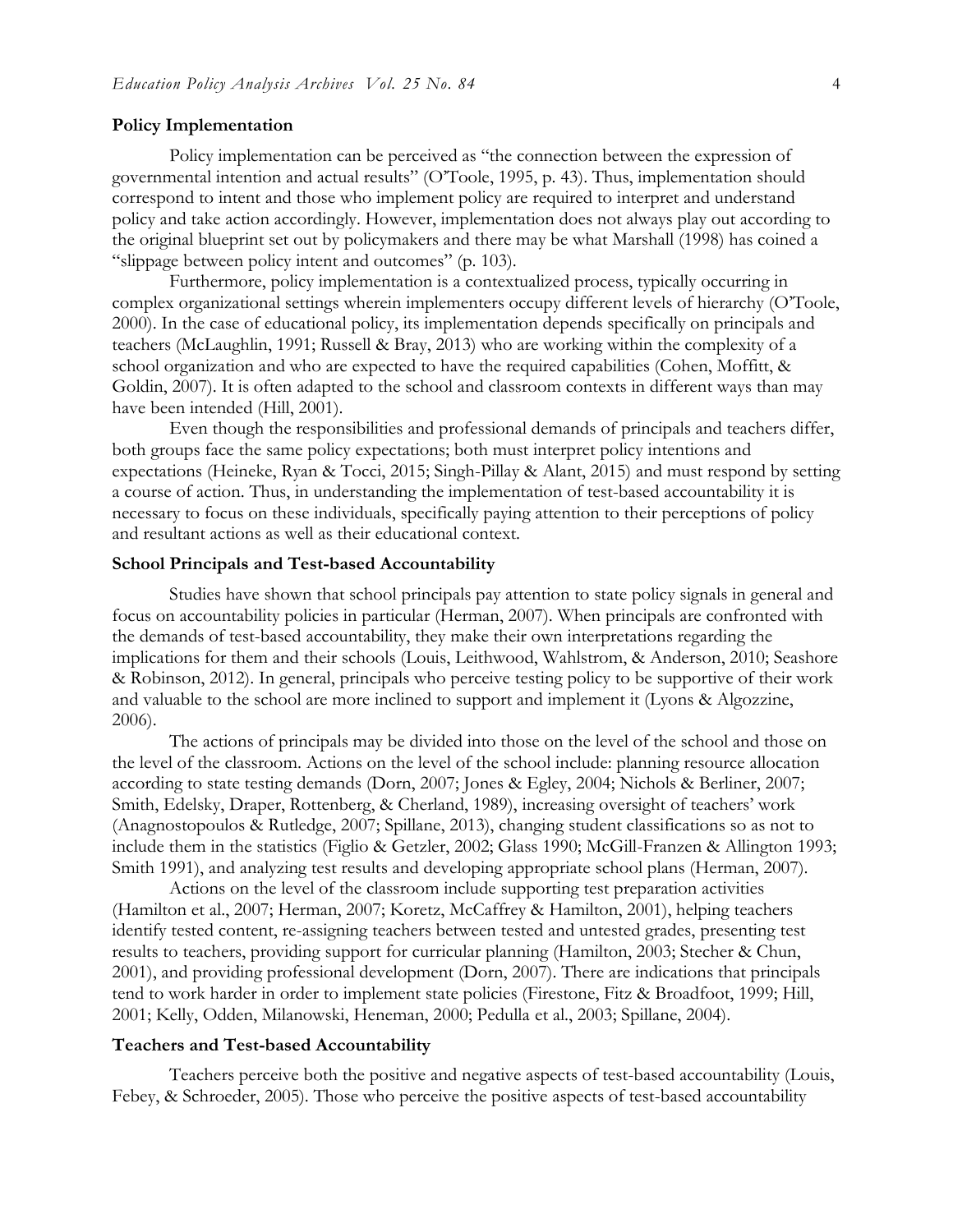## Policy Implementation

Policy implementation can be perceived as "the connection between the expression of governmental intention and actual results" (O'Toole, 1995, p. 43). Thus, implementation should correspond to intent and those who implement policy are required to interpret and understand policy and take action accordingly. However, implementation does not always play out according to the original blueprint set out by policymakers and there may be what Marshall (1998) has coined a "slippage between policy intent and outcomes" (p. 103).

Furthermore, policy implementation is a contextualized process, typically occurring in complex organizational settings wherein implementers occupy different levels of hierarchy (O'Toole, 2000). In the case of educational policy, its implementation depends specifically on principals and teachers (McLaughlin, 1991; Russell & Bray, 2013) who are working within the complexity of a school organization and who are expected to have the required capabilities (Cohen, Moffitt, & Goldin, 2007). It is often adapted to the school and classroom contexts in different ways than may have been intended (Hill, 2001).

Even though the responsibilities and professional demands of principals and teachers differ, both groups face the same policy expectations; both must interpret policy intentions and expectations (Heineke, Ryan & Tocci, 2015; Singh-Pillay & Alant, 2015) and must respond by setting a course of action. Thus, in understanding the implementation of test-based accountability it is necessary to focus on these individuals, specifically paying attention to their perceptions of policy and resultant actions as well as their educational context.

## School Principals and Test-based Accountability

Studies have shown that school principals pay attention to state policy signals in general and focus on accountability policies in particular (Herman, 2007). When principals are confronted with the demands of test-based accountability, they make their own interpretations regarding the implications for them and their schools (Louis, Leithwood, Wahlstrom, & Anderson, 2010; Seashore & Robinson, 2012). In general, principals who perceive testing policy to be supportive of their work and valuable to the school are more inclined to support and implement it (Lyons & Algozzine, 2006).

The actions of principals may be divided into those on the level of the school and those on the level of the classroom. Actions on the level of the school include: planning resource allocation according to state testing demands (Dorn, 2007; Jones & Egley, 2004; Nichols & Berliner, 2007; Smith, Edelsky, Draper, Rottenberg, & Cherland, 1989), increasing oversight of teachers' work (Anagnostopoulos & Rutledge, 2007; Spillane, 2013), changing student classifications so as not to include them in the statistics (Figlio & Getzler, 2002; Glass 1990; McGill-Franzen & Allington 1993; Smith 1991), and analyzing test results and developing appropriate school plans (Herman, 2007).

Actions on the level of the classroom include supporting test preparation activities (Hamilton et al., 2007; Herman, 2007; Koretz, McCaffrey & Hamilton, 2001), helping teachers identify tested content, re-assigning teachers between tested and untested grades, presenting test results to teachers, providing support for curricular planning (Hamilton, 2003; Stecher & Chun, 2001), and providing professional development (Dorn, 2007). There are indications that principals tend to work harder in order to implement state policies (Firestone, Fitz & Broadfoot, 1999; Hill, 2001; Kelly, Odden, Milanowski, Heneman, 2000; Pedulla et al., 2003; Spillane, 2004).

## Teachers and Test-based Accountability

Teachers perceive both the positive and negative aspects of test-based accountability (Louis, Febey, & Schroeder, 2005). Those who perceive the positive aspects of test-based accountability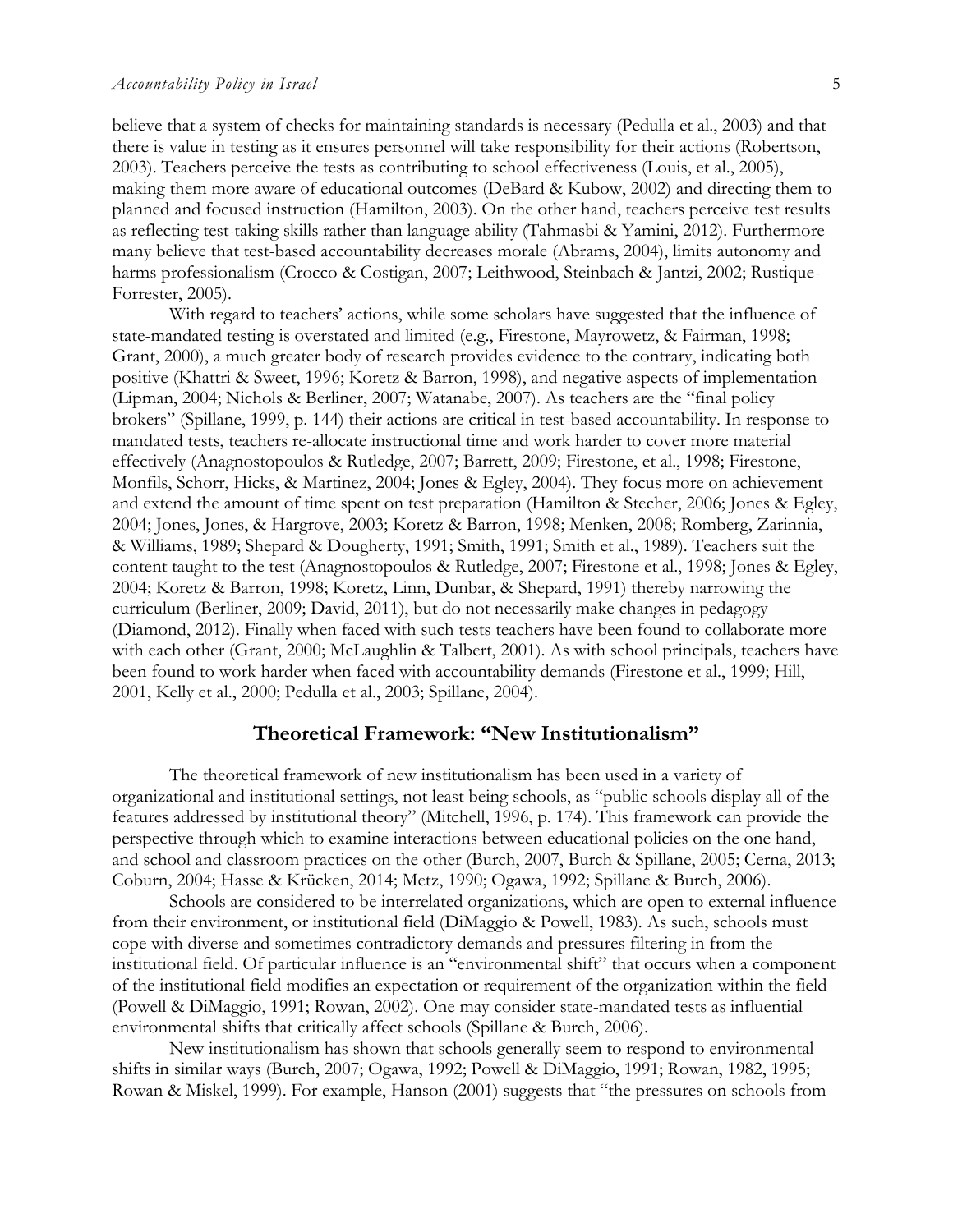believe that a system of checks for maintaining standards is necessary (Pedulla et al., 2003) and that there is value in testing as it ensures personnel will take responsibility for their actions (Robertson, 2003). Teachers perceive the tests as contributing to school effectiveness (Louis, et al., 2005), making them more aware of educational outcomes (DeBard & Kubow, 2002) and directing them to planned and focused instruction (Hamilton, 2003). On the other hand, teachers perceive test results as reflecting test-taking skills rather than language ability (Tahmasbi & Yamini, 2012). Furthermore many believe that test-based accountability decreases morale (Abrams, 2004), limits autonomy and harms professionalism (Crocco & Costigan, 2007; Leithwood, Steinbach & Jantzi, 2002; Rustique-Forrester, 2005).

With regard to teachers' actions, while some scholars have suggested that the influence of state-mandated testing is overstated and limited (e.g., Firestone, Mayrowetz, & Fairman, 1998; Grant, 2000), a much greater body of research provides evidence to the contrary, indicating both positive (Khattri & Sweet, 1996; Koretz & Barron, 1998), and negative aspects of implementation (Lipman, 2004; Nichols & Berliner, 2007; Watanabe, 2007). As teachers are the "final policy brokers" (Spillane, 1999, p. 144) their actions are critical in test-based accountability. In response to mandated tests, teachers re-allocate instructional time and work harder to cover more material effectively (Anagnostopoulos & Rutledge, 2007; Barrett, 2009; Firestone, et al., 1998; Firestone, Monfils, Schorr, Hicks, & Martinez, 2004; Jones & Egley, 2004). They focus more on achievement and extend the amount of time spent on test preparation (Hamilton & Stecher, 2006; Jones & Egley, 2004; Jones, Jones, & Hargrove, 2003; Koretz & Barron, 1998; Menken, 2008; Romberg, Zarinnia, & Williams, 1989; Shepard & Dougherty, 1991; Smith, 1991; Smith et al., 1989). Teachers suit the content taught to the test (Anagnostopoulos & Rutledge, 2007; Firestone et al., 1998; Jones & Egley, 2004; Koretz & Barron, 1998; Koretz, Linn, Dunbar, & Shepard, 1991) thereby narrowing the curriculum (Berliner, 2009; David, 2011), but do not necessarily make changes in pedagogy (Diamond, 2012). Finally when faced with such tests teachers have been found to collaborate more with each other (Grant, 2000; McLaughlin & Talbert, 2001). As with school principals, teachers have been found to work harder when faced with accountability demands (Firestone et al., 1999; Hill, 2001, Kelly et al., 2000; Pedulla et al., 2003; Spillane, 2004).

## Theoretical Framework: "New Institutionalism"

The theoretical framework of new institutionalism has been used in a variety of organizational and institutional settings, not least being schools, as "public schools display all of the features addressed by institutional theory" (Mitchell, 1996, p. 174). This framework can provide the perspective through which to examine interactions between educational policies on the one hand, and school and classroom practices on the other (Burch, 2007, Burch & Spillane, 2005; Cerna, 2013; Coburn, 2004; Hasse & Krücken, 2014; Metz, 1990; Ogawa, 1992; Spillane & Burch, 2006).

Schools are considered to be interrelated organizations, which are open to external influence from their environment, or institutional field (DiMaggio & Powell, 1983). As such, schools must cope with diverse and sometimes contradictory demands and pressures filtering in from the institutional field. Of particular influence is an "environmental shift" that occurs when a component of the institutional field modifies an expectation or requirement of the organization within the field (Powell & DiMaggio, 1991; Rowan, 2002). One may consider state-mandated tests as influential environmental shifts that critically affect schools (Spillane & Burch, 2006).

New institutionalism has shown that schools generally seem to respond to environmental shifts in similar ways (Burch, 2007; Ogawa, 1992; Powell & DiMaggio, 1991; Rowan, 1982, 1995; Rowan & Miskel, 1999). For example, Hanson (2001) suggests that "the pressures on schools from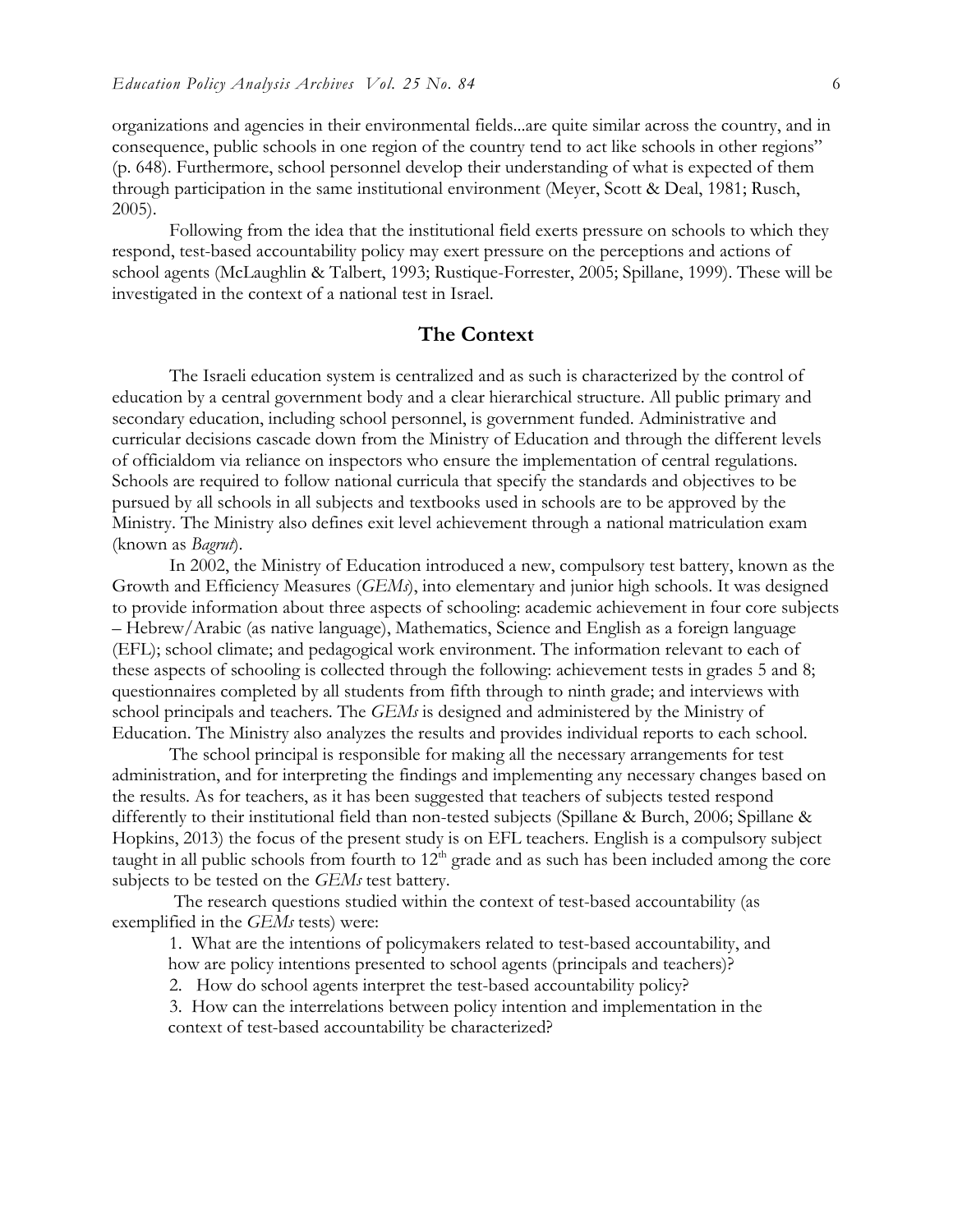organizations and agencies in their environmental fields...are quite similar across the country, and in consequence, public schools in one region of the country tend to act like schools in other regions" (p. 648). Furthermore, school personnel develop their understanding of what is expected of them through participation in the same institutional environment (Meyer, Scott & Deal, 1981; Rusch, 2005).

Following from the idea that the institutional field exerts pressure on schools to which they respond, test-based accountability policy may exert pressure on the perceptions and actions of school agents (McLaughlin & Talbert, 1993; Rustique-Forrester, 2005; Spillane, 1999). These will be investigated in the context of a national test in Israel.

## The Context

The Israeli education system is centralized and as such is characterized by the control of education by a central government body and a clear hierarchical structure. All public primary and secondary education, including school personnel, is government funded. Administrative and curricular decisions cascade down from the Ministry of Education and through the different levels of officialdom via reliance on inspectors who ensure the implementation of central regulations. Schools are required to follow national curricula that specify the standards and objectives to be pursued by all schools in all subjects and textbooks used in schools are to be approved by the Ministry. The Ministry also defines exit level achievement through a national matriculation exam (known as *Bagrut*).

In 2002, the Ministry of Education introduced a new, compulsory test battery, known as the Growth and Efficiency Measures (*GEMs*), into elementary and junior high schools. It was designed to provide information about three aspects of schooling: academic achievement in four core subjects – Hebrew/Arabic (as native language), Mathematics, Science and English as a foreign language (EFL); school climate; and pedagogical work environment. The information relevant to each of these aspects of schooling is collected through the following: achievement tests in grades 5 and 8; questionnaires completed by all students from fifth through to ninth grade; and interviews with school principals and teachers. The *GEMs* is designed and administered by the Ministry of Education. The Ministry also analyzes the results and provides individual reports to each school.

The school principal is responsible for making all the necessary arrangements for test administration, and for interpreting the findings and implementing any necessary changes based on the results. As for teachers, as it has been suggested that teachers of subjects tested respond differently to their institutional field than non-tested subjects (Spillane & Burch, 2006; Spillane & Hopkins, 2013) the focus of the present study is on EFL teachers. English is a compulsory subject taught in all public schools from fourth to 12th grade and as such has been included among the core subjects to be tested on the *GEMs* test battery.

The research questions studied within the context of test-based accountability (as exemplified in the *GEMs* tests) were:

1. What are the intentions of policymakers related to test-based accountability, and how are policy intentions presented to school agents (principals and teachers)?
2. How do school agents interpret the test-based accountability policy?
3. How can the interrelations between policy intention and implementation in the context of test-based accountability be characterized?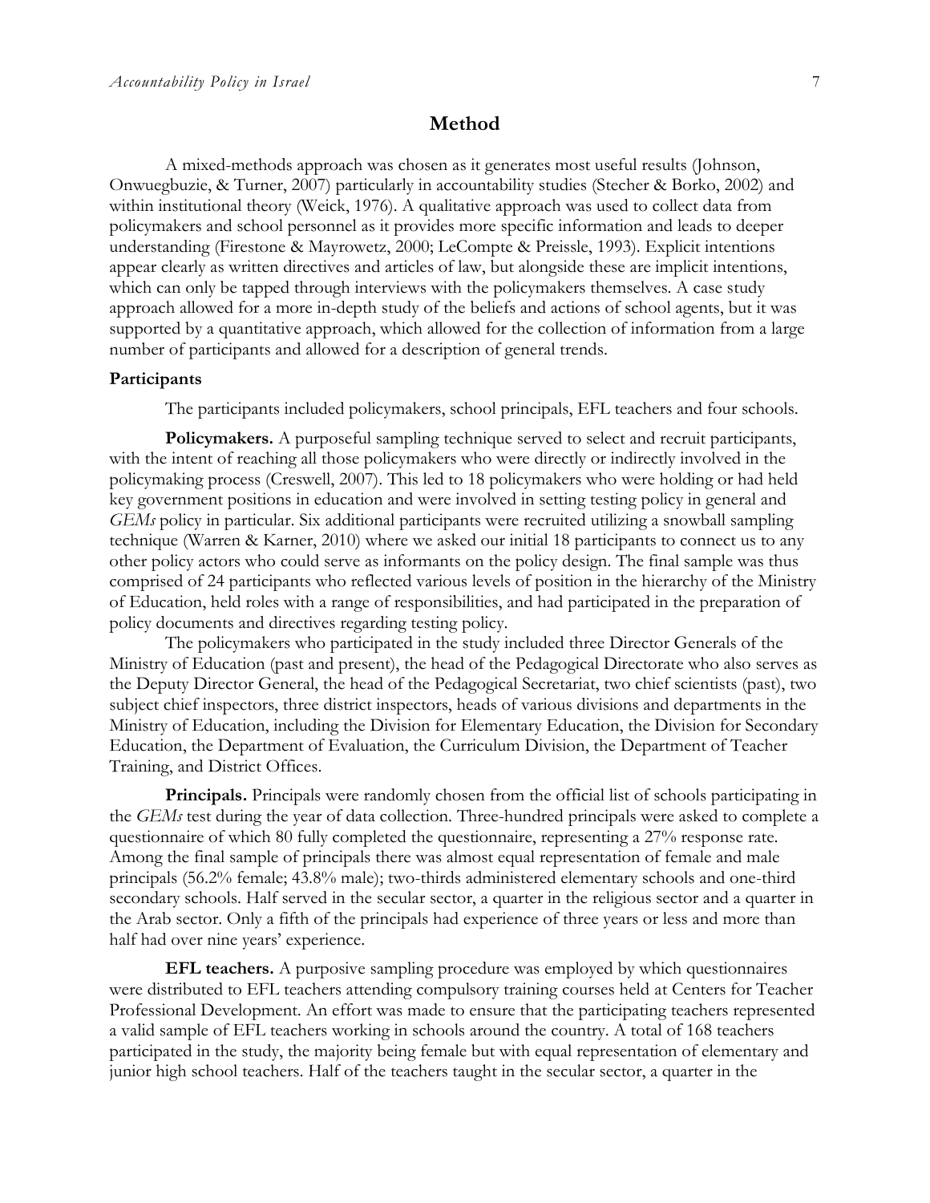## Method

A mixed-methods approach was chosen as it generates most useful results (Johnson, Onwuegbuzie, & Turner, 2007) particularly in accountability studies (Stecher & Borko, 2002) and within institutional theory (Weick, 1976). A qualitative approach was used to collect data from policymakers and school personnel as it provides more specific information and leads to deeper understanding (Firestone & Mayrowetz, 2000; LeCompte & Preissle, 1993). Explicit intentions appear clearly as written directives and articles of law, but alongside these are implicit intentions, which can only be tapped through interviews with the policymakers themselves. A case study approach allowed for a more in-depth study of the beliefs and actions of school agents, but it was supported by a quantitative approach, which allowed for the collection of information from a large number of participants and allowed for a description of general trends.

### Participants

The participants included policymakers, school principals, EFL teachers and four schools.

**Policymakers.** A purposeful sampling technique served to select and recruit participants, with the intent of reaching all those policymakers who were directly or indirectly involved in the policymaking process (Creswell, 2007). This led to 18 policymakers who were holding or had held key government positions in education and were involved in setting testing policy in general and *GEMs* policy in particular. Six additional participants were recruited utilizing a snowball sampling technique (Warren & Karner, 2010) where we asked our initial 18 participants to connect us to any other policy actors who could serve as informants on the policy design. The final sample was thus comprised of 24 participants who reflected various levels of position in the hierarchy of the Ministry of Education, held roles with a range of responsibilities, and had participated in the preparation of policy documents and directives regarding testing policy.

The policymakers who participated in the study included three Director Generals of the Ministry of Education (past and present), the head of the Pedagogical Directorate who also serves as the Deputy Director General, the head of the Pedagogical Secretariat, two chief scientists (past), two subject chief inspectors, three district inspectors, heads of various divisions and departments in the Ministry of Education, including the Division for Elementary Education, the Division for Secondary Education, the Department of Evaluation, the Curriculum Division, the Department of Teacher Training, and District Offices.

**Principals.** Principals were randomly chosen from the official list of schools participating in the *GEMs* test during the year of data collection. Three-hundred principals were asked to complete a questionnaire of which 80 fully completed the questionnaire, representing a 27% response rate. Among the final sample of principals there was almost equal representation of female and male principals (56.2% female; 43.8% male); two-thirds administered elementary schools and one-third secondary schools. Half served in the secular sector, a quarter in the religious sector and a quarter in the Arab sector. Only a fifth of the principals had experience of three years or less and more than half had over nine years' experience.

**EFL teachers.** A purposive sampling procedure was employed by which questionnaires were distributed to EFL teachers attending compulsory training courses held at Centers for Teacher Professional Development. An effort was made to ensure that the participating teachers represented a valid sample of EFL teachers working in schools around the country. A total of 168 teachers participated in the study, the majority being female but with equal representation of elementary and junior high school teachers. Half of the teachers taught in the secular sector, a quarter in the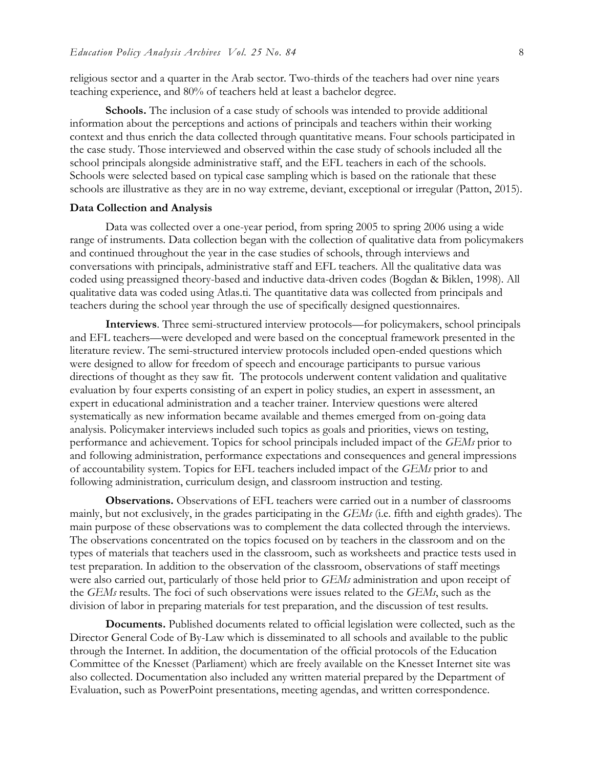religious sector and a quarter in the Arab sector. Two-thirds of the teachers had over nine years teaching experience, and 80% of teachers held at least a bachelor degree.

**Schools.** The inclusion of a case study of schools was intended to provide additional information about the perceptions and actions of principals and teachers within their working context and thus enrich the data collected through quantitative means. Four schools participated in the case study. Those interviewed and observed within the case study of schools included all the school principals alongside administrative staff, and the EFL teachers in each of the schools. Schools were selected based on typical case sampling which is based on the rationale that these schools are illustrative as they are in no way extreme, deviant, exceptional or irregular (Patton, 2015).

### Data Collection and Analysis

Data was collected over a one-year period, from spring 2005 to spring 2006 using a wide range of instruments. Data collection began with the collection of qualitative data from policymakers and continued throughout the year in the case studies of schools, through interviews and conversations with principals, administrative staff and EFL teachers. All the qualitative data was coded using preassigned theory-based and inductive data-driven codes (Bogdan & Biklen, 1998). All qualitative data was coded using Atlas.ti. The quantitative data was collected from principals and teachers during the school year through the use of specifically designed questionnaires.

**Interviews**. Three semi-structured interview protocols—for policymakers, school principals and EFL teachers—were developed and were based on the conceptual framework presented in the literature review. The semi-structured interview protocols included open-ended questions which were designed to allow for freedom of speech and encourage participants to pursue various directions of thought as they saw fit. The protocols underwent content validation and qualitative evaluation by four experts consisting of an expert in policy studies, an expert in assessment, an expert in educational administration and a teacher trainer. Interview questions were altered systematically as new information became available and themes emerged from on-going data analysis. Policymaker interviews included such topics as goals and priorities, views on testing, performance and achievement. Topics for school principals included impact of the *GEMs* prior to and following administration, performance expectations and consequences and general impressions of accountability system. Topics for EFL teachers included impact of the *GEMs* prior to and following administration, curriculum design, and classroom instruction and testing.

**Observations.** Observations of EFL teachers were carried out in a number of classrooms mainly, but not exclusively, in the grades participating in the *GEMs* (i.e. fifth and eighth grades). The main purpose of these observations was to complement the data collected through the interviews. The observations concentrated on the topics focused on by teachers in the classroom and on the types of materials that teachers used in the classroom, such as worksheets and practice tests used in test preparation. In addition to the observation of the classroom, observations of staff meetings were also carried out, particularly of those held prior to *GEMs* administration and upon receipt of the *GEMs* results. The foci of such observations were issues related to the *GEMs*, such as the division of labor in preparing materials for test preparation, and the discussion of test results.

**Documents.** Published documents related to official legislation were collected, such as the Director General Code of By-Law which is disseminated to all schools and available to the public through the Internet. In addition, the documentation of the official protocols of the Education Committee of the Knesset (Parliament) which are freely available on the Knesset Internet site was also collected. Documentation also included any written material prepared by the Department of Evaluation, such as PowerPoint presentations, meeting agendas, and written correspondence.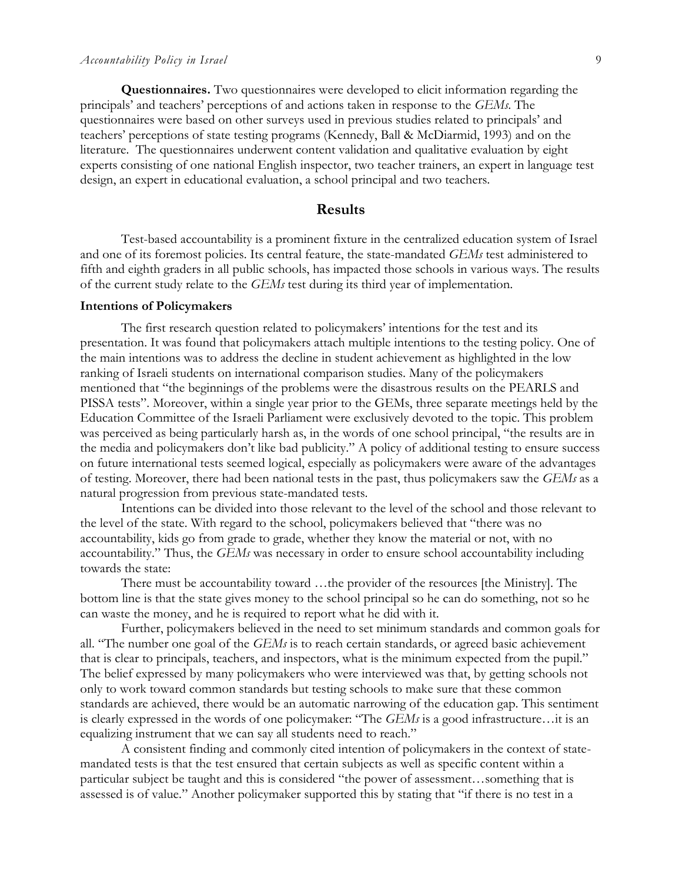**Questionnaires.** Two questionnaires were developed to elicit information regarding the principals' and teachers' perceptions of and actions taken in response to the *GEMs*. The questionnaires were based on other surveys used in previous studies related to principals' and teachers' perceptions of state testing programs (Kennedy, Ball & McDiarmid, 1993) and on the literature. The questionnaires underwent content validation and qualitative evaluation by eight experts consisting of one national English inspector, two teacher trainers, an expert in language test design, an expert in educational evaluation, a school principal and two teachers.

## Results

Test-based accountability is a prominent fixture in the centralized education system of Israel and one of its foremost policies. Its central feature, the state-mandated *GEMs* test administered to fifth and eighth graders in all public schools, has impacted those schools in various ways. The results of the current study relate to the *GEMs* test during its third year of implementation.

### Intentions of Policymakers

The first research question related to policymakers' intentions for the test and its presentation. It was found that policymakers attach multiple intentions to the testing policy. One of the main intentions was to address the decline in student achievement as highlighted in the low ranking of Israeli students on international comparison studies. Many of the policymakers mentioned that "the beginnings of the problems were the disastrous results on the PEARLS and PISSA tests". Moreover, within a single year prior to the GEMs, three separate meetings held by the Education Committee of the Israeli Parliament were exclusively devoted to the topic. This problem was perceived as being particularly harsh as, in the words of one school principal, "the results are in the media and policymakers don't like bad publicity." A policy of additional testing to ensure success on future international tests seemed logical, especially as policymakers were aware of the advantages of testing. Moreover, there had been national tests in the past, thus policymakers saw the *GEMs* as a natural progression from previous state-mandated tests.

Intentions can be divided into those relevant to the level of the school and those relevant to the level of the state. With regard to the school, policymakers believed that "there was no accountability, kids go from grade to grade, whether they know the material or not, with no accountability." Thus, the *GEMs* was necessary in order to ensure school accountability including towards the state:

There must be accountability toward …the provider of the resources [the Ministry]. The bottom line is that the state gives money to the school principal so he can do something, not so he can waste the money, and he is required to report what he did with it.

Further, policymakers believed in the need to set minimum standards and common goals for all. "The number one goal of the *GEMs* is to reach certain standards, or agreed basic achievement that is clear to principals, teachers, and inspectors, what is the minimum expected from the pupil." The belief expressed by many policymakers who were interviewed was that, by getting schools not only to work toward common standards but testing schools to make sure that these common standards are achieved, there would be an automatic narrowing of the education gap. This sentiment is clearly expressed in the words of one policymaker: "The *GEMs* is a good infrastructure…it is an equalizing instrument that we can say all students need to reach."

A consistent finding and commonly cited intention of policymakers in the context of state-mandated tests is that the test ensured that certain subjects as well as specific content within a particular subject be taught and this is considered "the power of assessment…something that is assessed is of value." Another policymaker supported this by stating that "if there is no test in a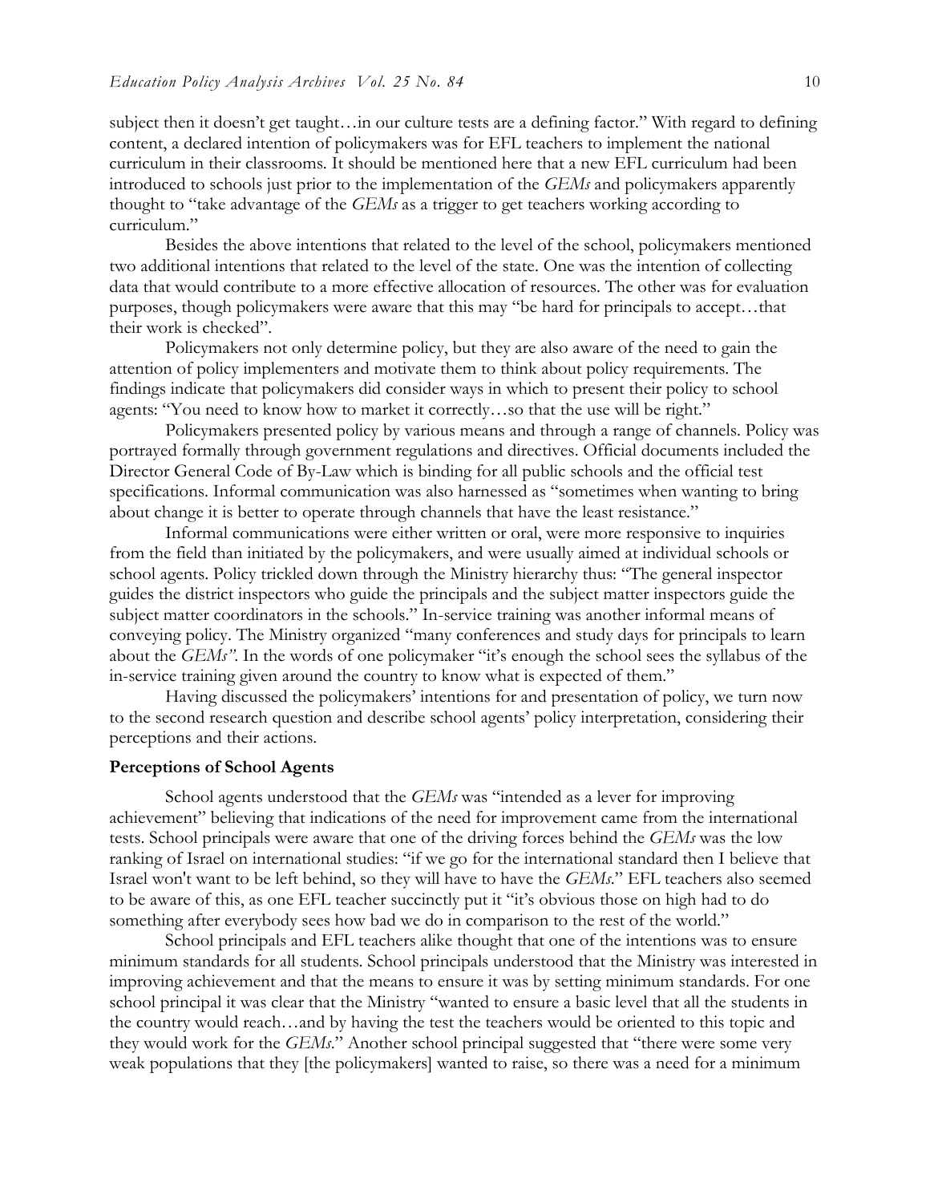subject then it doesn't get taught…in our culture tests are a defining factor." With regard to defining content, a declared intention of policymakers was for EFL teachers to implement the national curriculum in their classrooms. It should be mentioned here that a new EFL curriculum had been introduced to schools just prior to the implementation of the *GEMs* and policymakers apparently thought to "take advantage of the *GEMs* as a trigger to get teachers working according to curriculum."

Besides the above intentions that related to the level of the school, policymakers mentioned two additional intentions that related to the level of the state. One was the intention of collecting data that would contribute to a more effective allocation of resources. The other was for evaluation purposes, though policymakers were aware that this may "be hard for principals to accept…that their work is checked".

Policymakers not only determine policy, but they are also aware of the need to gain the attention of policy implementers and motivate them to think about policy requirements. The findings indicate that policymakers did consider ways in which to present their policy to school agents: "You need to know how to market it correctly…so that the use will be right."

Policymakers presented policy by various means and through a range of channels. Policy was portrayed formally through government regulations and directives. Official documents included the Director General Code of By-Law which is binding for all public schools and the official test specifications. Informal communication was also harnessed as "sometimes when wanting to bring about change it is better to operate through channels that have the least resistance."

Informal communications were either written or oral, were more responsive to inquiries from the field than initiated by the policymakers, and were usually aimed at individual schools or school agents. Policy trickled down through the Ministry hierarchy thus: "The general inspector guides the district inspectors who guide the principals and the subject matter inspectors guide the subject matter coordinators in the schools." In-service training was another informal means of conveying policy. The Ministry organized "many conferences and study days for principals to learn about the *GEMs"*. In the words of one policymaker "it's enough the school sees the syllabus of the in-service training given around the country to know what is expected of them."

Having discussed the policymakers' intentions for and presentation of policy, we turn now to the second research question and describe school agents' policy interpretation, considering their perceptions and their actions.

**Perceptions of School Agents**

School agents understood that the *GEMs* was "intended as a lever for improving achievement" believing that indications of the need for improvement came from the international tests. School principals were aware that one of the driving forces behind the *GEMs* was the low ranking of Israel on international studies: "if we go for the international standard then I believe that Israel won't want to be left behind, so they will have to have the *GEMs*." EFL teachers also seemed to be aware of this, as one EFL teacher succinctly put it "it's obvious those on high had to do something after everybody sees how bad we do in comparison to the rest of the world."

School principals and EFL teachers alike thought that one of the intentions was to ensure minimum standards for all students. School principals understood that the Ministry was interested in improving achievement and that the means to ensure it was by setting minimum standards. For one school principal it was clear that the Ministry "wanted to ensure a basic level that all the students in the country would reach…and by having the test the teachers would be oriented to this topic and they would work for the *GEMs*." Another school principal suggested that "there were some very weak populations that they [the policymakers] wanted to raise, so there was a need for a minimum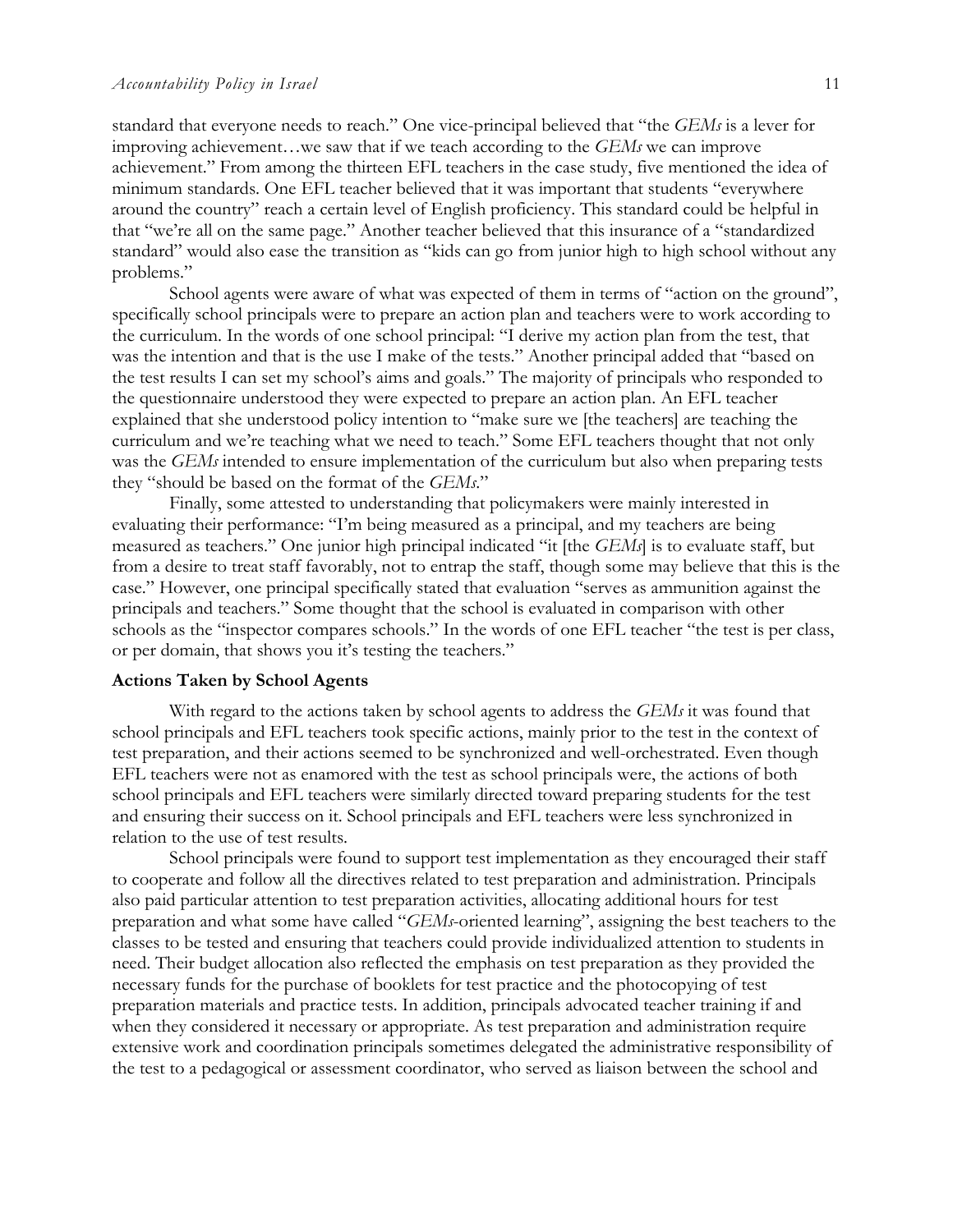standard that everyone needs to reach." One vice-principal believed that "the *GEMs* is a lever for improving achievement…we saw that if we teach according to the *GEMs* we can improve achievement." From among the thirteen EFL teachers in the case study, five mentioned the idea of minimum standards. One EFL teacher believed that it was important that students "everywhere around the country" reach a certain level of English proficiency. This standard could be helpful in that "we're all on the same page." Another teacher believed that this insurance of a "standardized standard" would also ease the transition as "kids can go from junior high to high school without any problems."

School agents were aware of what was expected of them in terms of "action on the ground", specifically school principals were to prepare an action plan and teachers were to work according to the curriculum. In the words of one school principal: "I derive my action plan from the test, that was the intention and that is the use I make of the tests." Another principal added that "based on the test results I can set my school's aims and goals." The majority of principals who responded to the questionnaire understood they were expected to prepare an action plan. An EFL teacher explained that she understood policy intention to "make sure we [the teachers] are teaching the curriculum and we're teaching what we need to teach." Some EFL teachers thought that not only was the *GEMs* intended to ensure implementation of the curriculum but also when preparing tests they "should be based on the format of the *GEMs*."

Finally, some attested to understanding that policymakers were mainly interested in evaluating their performance: "I'm being measured as a principal, and my teachers are being measured as teachers." One junior high principal indicated "it [the *GEMs*] is to evaluate staff, but from a desire to treat staff favorably, not to entrap the staff, though some may believe that this is the case." However, one principal specifically stated that evaluation "serves as ammunition against the principals and teachers." Some thought that the school is evaluated in comparison with other schools as the "inspector compares schools." In the words of one EFL teacher "the test is per class, or per domain, that shows you it's testing the teachers."

### Actions Taken by School Agents

With regard to the actions taken by school agents to address the *GEMs* it was found that school principals and EFL teachers took specific actions, mainly prior to the test in the context of test preparation, and their actions seemed to be synchronized and well-orchestrated. Even though EFL teachers were not as enamored with the test as school principals were, the actions of both school principals and EFL teachers were similarly directed toward preparing students for the test and ensuring their success on it. School principals and EFL teachers were less synchronized in relation to the use of test results.

School principals were found to support test implementation as they encouraged their staff to cooperate and follow all the directives related to test preparation and administration. Principals also paid particular attention to test preparation activities, allocating additional hours for test preparation and what some have called "*GEMs*-oriented learning", assigning the best teachers to the classes to be tested and ensuring that teachers could provide individualized attention to students in need. Their budget allocation also reflected the emphasis on test preparation as they provided the necessary funds for the purchase of booklets for test practice and the photocopying of test preparation materials and practice tests. In addition, principals advocated teacher training if and when they considered it necessary or appropriate. As test preparation and administration require extensive work and coordination principals sometimes delegated the administrative responsibility of the test to a pedagogical or assessment coordinator, who served as liaison between the school and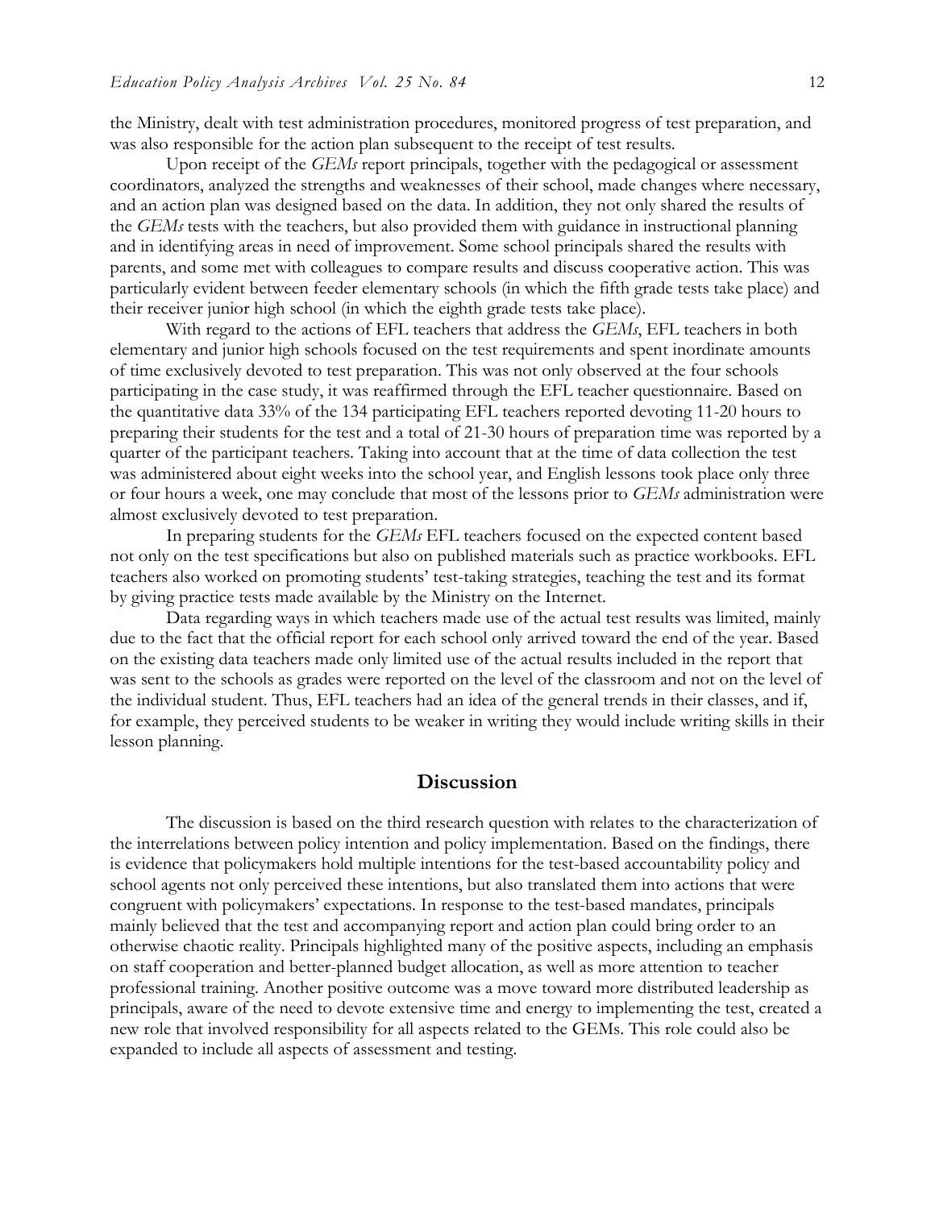the Ministry, dealt with test administration procedures, monitored progress of test preparation, and was also responsible for the action plan subsequent to the receipt of test results.

Upon receipt of the *GEMs* report principals, together with the pedagogical or assessment coordinators, analyzed the strengths and weaknesses of their school, made changes where necessary, and an action plan was designed based on the data. In addition, they not only shared the results of the *GEMs* tests with the teachers, but also provided them with guidance in instructional planning and in identifying areas in need of improvement. Some school principals shared the results with parents, and some met with colleagues to compare results and discuss cooperative action. This was particularly evident between feeder elementary schools (in which the fifth grade tests take place) and their receiver junior high school (in which the eighth grade tests take place).

With regard to the actions of EFL teachers that address the *GEMs*, EFL teachers in both elementary and junior high schools focused on the test requirements and spent inordinate amounts of time exclusively devoted to test preparation. This was not only observed at the four schools participating in the case study, it was reaffirmed through the EFL teacher questionnaire. Based on the quantitative data 33% of the 134 participating EFL teachers reported devoting 11-20 hours to preparing their students for the test and a total of 21-30 hours of preparation time was reported by a quarter of the participant teachers. Taking into account that at the time of data collection the test was administered about eight weeks into the school year, and English lessons took place only three or four hours a week, one may conclude that most of the lessons prior to *GEMs* administration were almost exclusively devoted to test preparation.

In preparing students for the *GEMs* EFL teachers focused on the expected content based not only on the test specifications but also on published materials such as practice workbooks. EFL teachers also worked on promoting students' test-taking strategies, teaching the test and its format by giving practice tests made available by the Ministry on the Internet.

Data regarding ways in which teachers made use of the actual test results was limited, mainly due to the fact that the official report for each school only arrived toward the end of the year. Based on the existing data teachers made only limited use of the actual results included in the report that was sent to the schools as grades were reported on the level of the classroom and not on the level of the individual student. Thus, EFL teachers had an idea of the general trends in their classes, and if, for example, they perceived students to be weaker in writing they would include writing skills in their lesson planning.

## Discussion

The discussion is based on the third research question with relates to the characterization of the interrelations between policy intention and policy implementation. Based on the findings, there is evidence that policymakers hold multiple intentions for the test-based accountability policy and school agents not only perceived these intentions, but also translated them into actions that were congruent with policymakers' expectations. In response to the test-based mandates, principals mainly believed that the test and accompanying report and action plan could bring order to an otherwise chaotic reality. Principals highlighted many of the positive aspects, including an emphasis on staff cooperation and better-planned budget allocation, as well as more attention to teacher professional training. Another positive outcome was a move toward more distributed leadership as principals, aware of the need to devote extensive time and energy to implementing the test, created a new role that involved responsibility for all aspects related to the GEMs. This role could also be expanded to include all aspects of assessment and testing.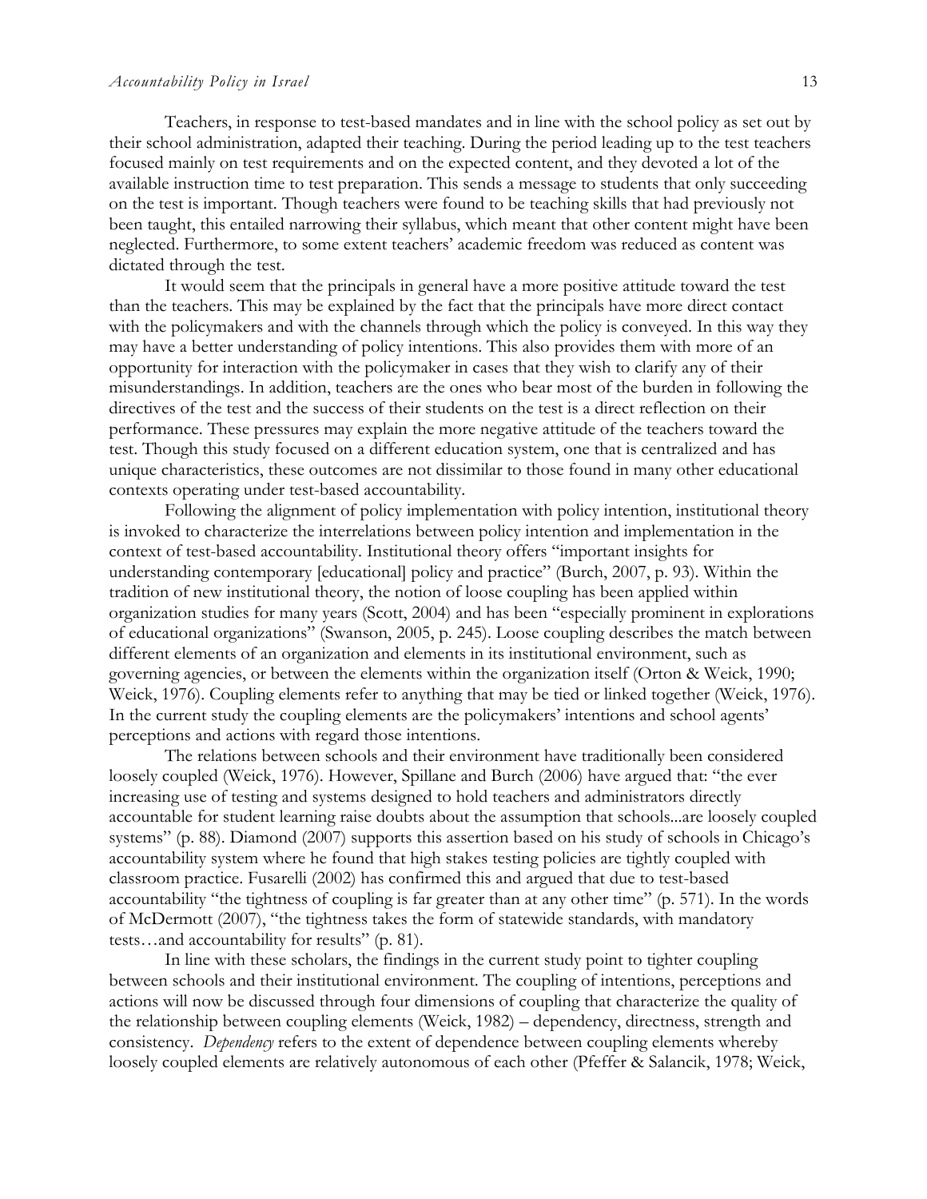Teachers, in response to test-based mandates and in line with the school policy as set out by their school administration, adapted their teaching. During the period leading up to the test teachers focused mainly on test requirements and on the expected content, and they devoted a lot of the available instruction time to test preparation. This sends a message to students that only succeeding on the test is important. Though teachers were found to be teaching skills that had previously not been taught, this entailed narrowing their syllabus, which meant that other content might have been neglected. Furthermore, to some extent teachers' academic freedom was reduced as content was dictated through the test.

It would seem that the principals in general have a more positive attitude toward the test than the teachers. This may be explained by the fact that the principals have more direct contact with the policymakers and with the channels through which the policy is conveyed. In this way they may have a better understanding of policy intentions. This also provides them with more of an opportunity for interaction with the policymaker in cases that they wish to clarify any of their misunderstandings. In addition, teachers are the ones who bear most of the burden in following the directives of the test and the success of their students on the test is a direct reflection on their performance. These pressures may explain the more negative attitude of the teachers toward the test. Though this study focused on a different education system, one that is centralized and has unique characteristics, these outcomes are not dissimilar to those found in many other educational contexts operating under test-based accountability.

Following the alignment of policy implementation with policy intention, institutional theory is invoked to characterize the interrelations between policy intention and implementation in the context of test-based accountability. Institutional theory offers "important insights for understanding contemporary [educational] policy and practice" (Burch, 2007, p. 93). Within the tradition of new institutional theory, the notion of loose coupling has been applied within organization studies for many years (Scott, 2004) and has been "especially prominent in explorations of educational organizations" (Swanson, 2005, p. 245). Loose coupling describes the match between different elements of an organization and elements in its institutional environment, such as governing agencies, or between the elements within the organization itself (Orton & Weick, 1990; Weick, 1976). Coupling elements refer to anything that may be tied or linked together (Weick, 1976). In the current study the coupling elements are the policymakers' intentions and school agents' perceptions and actions with regard those intentions.

The relations between schools and their environment have traditionally been considered loosely coupled (Weick, 1976). However, Spillane and Burch (2006) have argued that: "the ever increasing use of testing and systems designed to hold teachers and administrators directly accountable for student learning raise doubts about the assumption that schools...are loosely coupled systems" (p. 88). Diamond (2007) supports this assertion based on his study of schools in Chicago's accountability system where he found that high stakes testing policies are tightly coupled with classroom practice. Fusarelli (2002) has confirmed this and argued that due to test-based accountability "the tightness of coupling is far greater than at any other time" (p. 571). In the words of McDermott (2007), "the tightness takes the form of statewide standards, with mandatory tests…and accountability for results" (p. 81).

In line with these scholars, the findings in the current study point to tighter coupling between schools and their institutional environment. The coupling of intentions, perceptions and actions will now be discussed through four dimensions of coupling that characterize the quality of the relationship between coupling elements (Weick, 1982) – dependency, directness, strength and consistency. *Dependency* refers to the extent of dependence between coupling elements whereby loosely coupled elements are relatively autonomous of each other (Pfeffer & Salancik, 1978; Weick,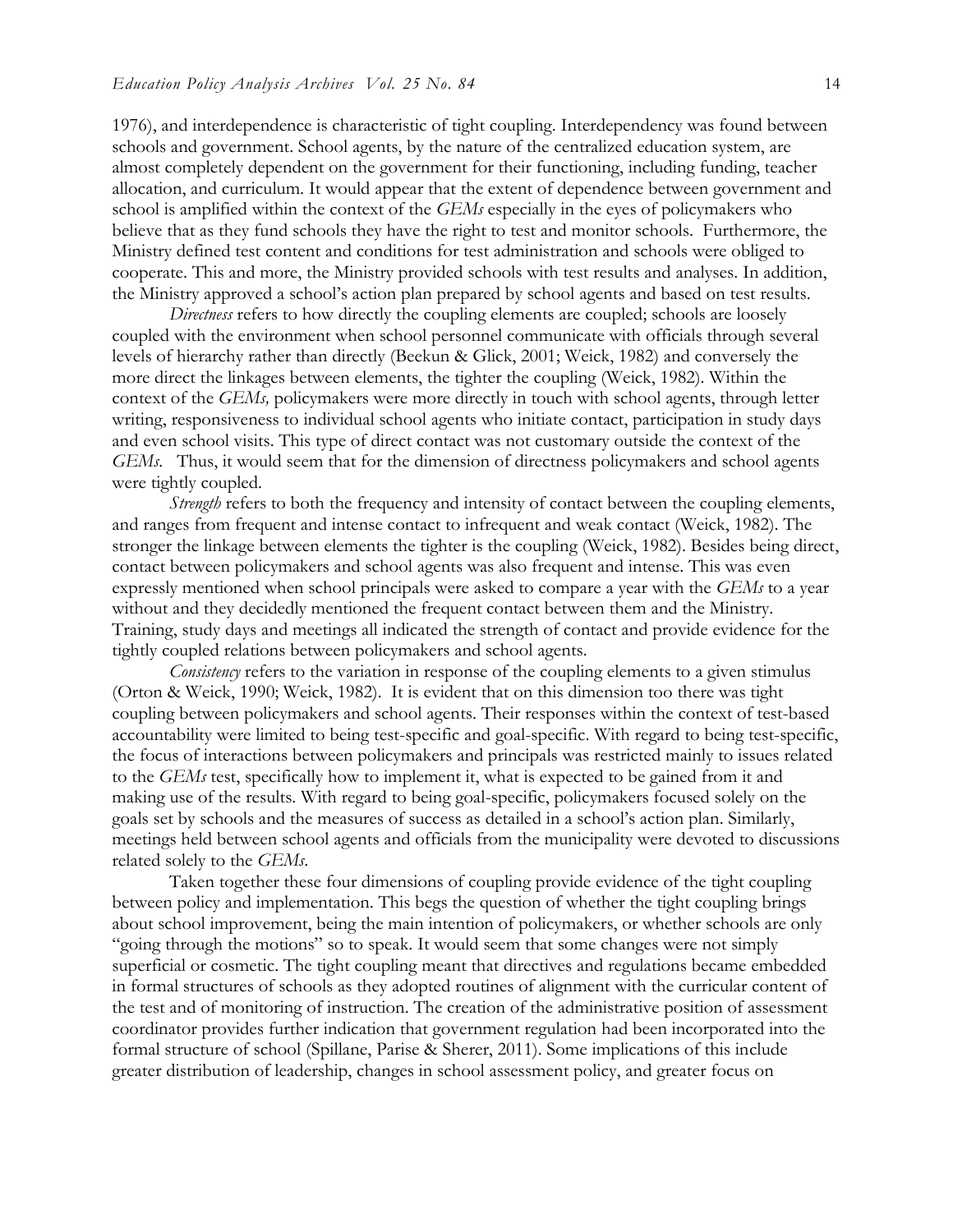1976), and interdependence is characteristic of tight coupling. Interdependency was found between schools and government. School agents, by the nature of the centralized education system, are almost completely dependent on the government for their functioning, including funding, teacher allocation, and curriculum. It would appear that the extent of dependence between government and school is amplified within the context of the *GEMs* especially in the eyes of policymakers who believe that as they fund schools they have the right to test and monitor schools. Furthermore, the Ministry defined test content and conditions for test administration and schools were obliged to cooperate. This and more, the Ministry provided schools with test results and analyses. In addition, the Ministry approved a school's action plan prepared by school agents and based on test results.

*Directness* refers to how directly the coupling elements are coupled; schools are loosely coupled with the environment when school personnel communicate with officials through several levels of hierarchy rather than directly (Beekun & Glick, 2001; Weick, 1982) and conversely the more direct the linkages between elements, the tighter the coupling (Weick, 1982). Within the context of the *GEMs,* policymakers were more directly in touch with school agents, through letter writing, responsiveness to individual school agents who initiate contact, participation in study days and even school visits. This type of direct contact was not customary outside the context of the *GEMs*. Thus, it would seem that for the dimension of directness policymakers and school agents were tightly coupled.

*Strength* refers to both the frequency and intensity of contact between the coupling elements, and ranges from frequent and intense contact to infrequent and weak contact (Weick, 1982). The stronger the linkage between elements the tighter is the coupling (Weick, 1982). Besides being direct, contact between policymakers and school agents was also frequent and intense. This was even expressly mentioned when school principals were asked to compare a year with the *GEMs* to a year without and they decidedly mentioned the frequent contact between them and the Ministry. Training, study days and meetings all indicated the strength of contact and provide evidence for the tightly coupled relations between policymakers and school agents.

*Consistency* refers to the variation in response of the coupling elements to a given stimulus (Orton & Weick, 1990; Weick, 1982). It is evident that on this dimension too there was tight coupling between policymakers and school agents. Their responses within the context of test-based accountability were limited to being test-specific and goal-specific. With regard to being test-specific, the focus of interactions between policymakers and principals was restricted mainly to issues related to the *GEMs* test, specifically how to implement it, what is expected to be gained from it and making use of the results. With regard to being goal-specific, policymakers focused solely on the goals set by schools and the measures of success as detailed in a school's action plan. Similarly, meetings held between school agents and officials from the municipality were devoted to discussions related solely to the *GEMs*.

Taken together these four dimensions of coupling provide evidence of the tight coupling between policy and implementation. This begs the question of whether the tight coupling brings about school improvement, being the main intention of policymakers, or whether schools are only "going through the motions" so to speak. It would seem that some changes were not simply superficial or cosmetic. The tight coupling meant that directives and regulations became embedded in formal structures of schools as they adopted routines of alignment with the curricular content of the test and of monitoring of instruction. The creation of the administrative position of assessment coordinator provides further indication that government regulation had been incorporated into the formal structure of school (Spillane, Parise & Sherer, 2011). Some implications of this include greater distribution of leadership, changes in school assessment policy, and greater focus on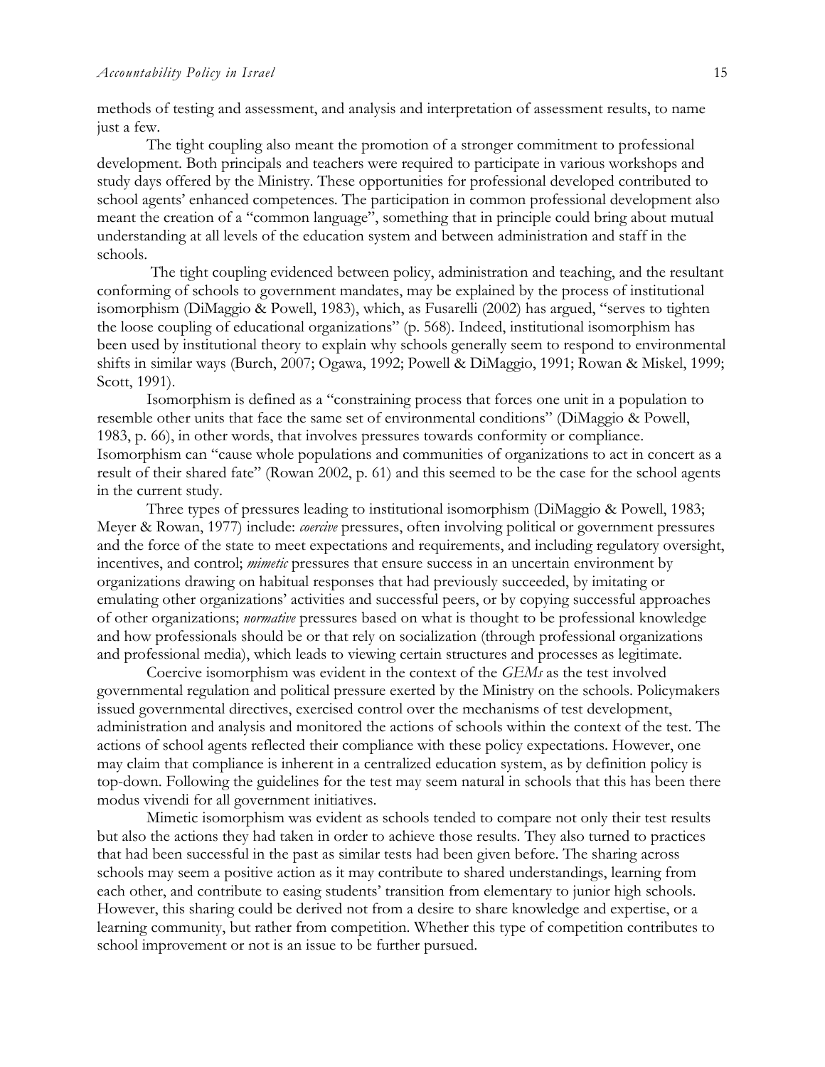methods of testing and assessment, and analysis and interpretation of assessment results, to name just a few.

The tight coupling also meant the promotion of a stronger commitment to professional development. Both principals and teachers were required to participate in various workshops and study days offered by the Ministry. These opportunities for professional developed contributed to school agents' enhanced competences. The participation in common professional development also meant the creation of a "common language", something that in principle could bring about mutual understanding at all levels of the education system and between administration and staff in the schools.

The tight coupling evidenced between policy, administration and teaching, and the resultant conforming of schools to government mandates, may be explained by the process of institutional isomorphism (DiMaggio & Powell, 1983), which, as Fusarelli (2002) has argued, "serves to tighten the loose coupling of educational organizations" (p. 568). Indeed, institutional isomorphism has been used by institutional theory to explain why schools generally seem to respond to environmental shifts in similar ways (Burch, 2007; Ogawa, 1992; Powell & DiMaggio, 1991; Rowan & Miskel, 1999; Scott, 1991).

Isomorphism is defined as a "constraining process that forces one unit in a population to resemble other units that face the same set of environmental conditions" (DiMaggio & Powell, 1983, p. 66), in other words, that involves pressures towards conformity or compliance. Isomorphism can "cause whole populations and communities of organizations to act in concert as a result of their shared fate" (Rowan 2002, p. 61) and this seemed to be the case for the school agents in the current study.

Three types of pressures leading to institutional isomorphism (DiMaggio & Powell, 1983; Meyer & Rowan, 1977) include: *coercive* pressures, often involving political or government pressures and the force of the state to meet expectations and requirements, and including regulatory oversight, incentives, and control; *mimetic* pressures that ensure success in an uncertain environment by organizations drawing on habitual responses that had previously succeeded, by imitating or emulating other organizations' activities and successful peers, or by copying successful approaches of other organizations; *normative* pressures based on what is thought to be professional knowledge and how professionals should be or that rely on socialization (through professional organizations and professional media), which leads to viewing certain structures and processes as legitimate.

Coercive isomorphism was evident in the context of the *GEMs* as the test involved governmental regulation and political pressure exerted by the Ministry on the schools. Policymakers issued governmental directives, exercised control over the mechanisms of test development, administration and analysis and monitored the actions of schools within the context of the test. The actions of school agents reflected their compliance with these policy expectations. However, one may claim that compliance is inherent in a centralized education system, as by definition policy is top-down. Following the guidelines for the test may seem natural in schools that this has been there modus vivendi for all government initiatives.

Mimetic isomorphism was evident as schools tended to compare not only their test results but also the actions they had taken in order to achieve those results. They also turned to practices that had been successful in the past as similar tests had been given before. The sharing across schools may seem a positive action as it may contribute to shared understandings, learning from each other, and contribute to easing students' transition from elementary to junior high schools. However, this sharing could be derived not from a desire to share knowledge and expertise, or a learning community, but rather from competition. Whether this type of competition contributes to school improvement or not is an issue to be further pursued.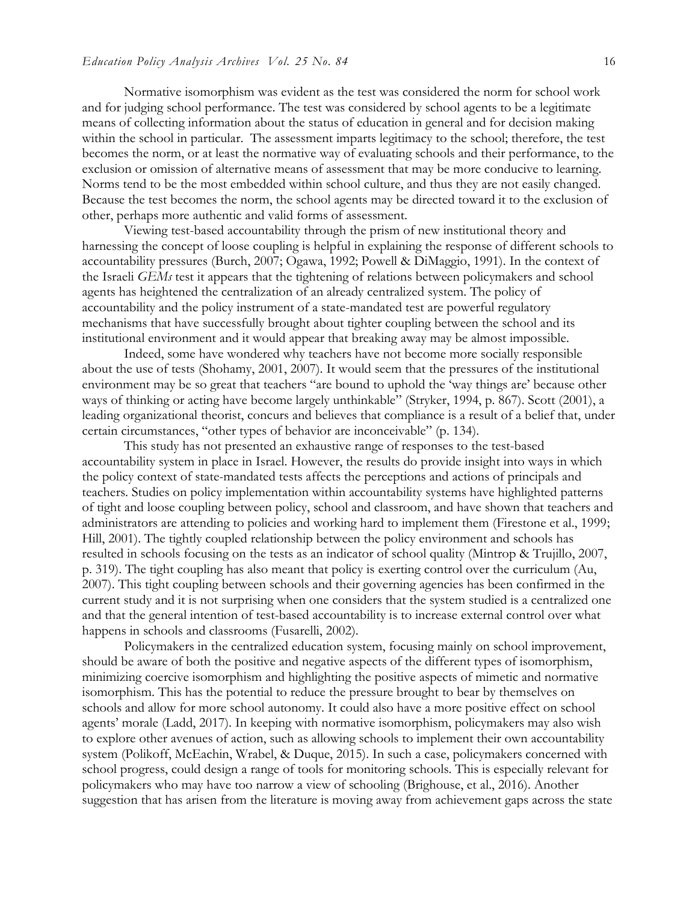Normative isomorphism was evident as the test was considered the norm for school work and for judging school performance. The test was considered by school agents to be a legitimate means of collecting information about the status of education in general and for decision making within the school in particular. The assessment imparts legitimacy to the school; therefore, the test becomes the norm, or at least the normative way of evaluating schools and their performance, to the exclusion or omission of alternative means of assessment that may be more conducive to learning. Norms tend to be the most embedded within school culture, and thus they are not easily changed. Because the test becomes the norm, the school agents may be directed toward it to the exclusion of other, perhaps more authentic and valid forms of assessment.

Viewing test-based accountability through the prism of new institutional theory and harnessing the concept of loose coupling is helpful in explaining the response of different schools to accountability pressures (Burch, 2007; Ogawa, 1992; Powell & DiMaggio, 1991). In the context of the Israeli *GEMs* test it appears that the tightening of relations between policymakers and school agents has heightened the centralization of an already centralized system. The policy of accountability and the policy instrument of a state-mandated test are powerful regulatory mechanisms that have successfully brought about tighter coupling between the school and its institutional environment and it would appear that breaking away may be almost impossible.

Indeed, some have wondered why teachers have not become more socially responsible about the use of tests (Shohamy, 2001, 2007). It would seem that the pressures of the institutional environment may be so great that teachers "are bound to uphold the 'way things are' because other ways of thinking or acting have become largely unthinkable" (Stryker, 1994, p. 867). Scott (2001), a leading organizational theorist, concurs and believes that compliance is a result of a belief that, under certain circumstances, "other types of behavior are inconceivable" (p. 134).

This study has not presented an exhaustive range of responses to the test-based accountability system in place in Israel. However, the results do provide insight into ways in which the policy context of state-mandated tests affects the perceptions and actions of principals and teachers. Studies on policy implementation within accountability systems have highlighted patterns of tight and loose coupling between policy, school and classroom, and have shown that teachers and administrators are attending to policies and working hard to implement them (Firestone et al., 1999; Hill, 2001). The tightly coupled relationship between the policy environment and schools has resulted in schools focusing on the tests as an indicator of school quality (Mintrop & Trujillo, 2007, p. 319). The tight coupling has also meant that policy is exerting control over the curriculum (Au, 2007). This tight coupling between schools and their governing agencies has been confirmed in the current study and it is not surprising when one considers that the system studied is a centralized one and that the general intention of test-based accountability is to increase external control over what happens in schools and classrooms (Fusarelli, 2002).

Policymakers in the centralized education system, focusing mainly on school improvement, should be aware of both the positive and negative aspects of the different types of isomorphism, minimizing coercive isomorphism and highlighting the positive aspects of mimetic and normative isomorphism. This has the potential to reduce the pressure brought to bear by themselves on schools and allow for more school autonomy. It could also have a more positive effect on school agents' morale (Ladd, 2017). In keeping with normative isomorphism, policymakers may also wish to explore other avenues of action, such as allowing schools to implement their own accountability system (Polikoff, McEachin, Wrabel, & Duque, 2015). In such a case, policymakers concerned with school progress, could design a range of tools for monitoring schools. This is especially relevant for policymakers who may have too narrow a view of schooling (Brighouse, et al., 2016). Another suggestion that has arisen from the literature is moving away from achievement gaps across the state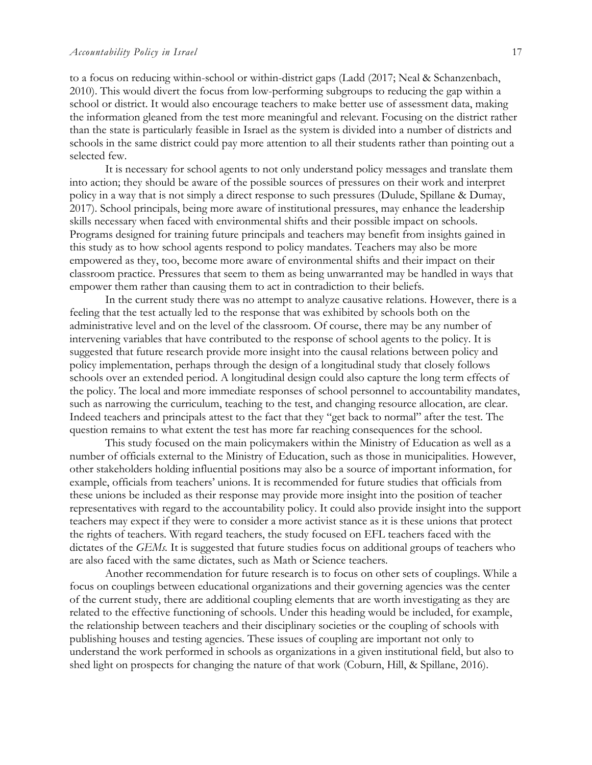to a focus on reducing within-school or within-district gaps (Ladd (2017; Neal & Schanzenbach, 2010). This would divert the focus from low-performing subgroups to reducing the gap within a school or district. It would also encourage teachers to make better use of assessment data, making the information gleaned from the test more meaningful and relevant. Focusing on the district rather than the state is particularly feasible in Israel as the system is divided into a number of districts and schools in the same district could pay more attention to all their students rather than pointing out a selected few.

It is necessary for school agents to not only understand policy messages and translate them into action; they should be aware of the possible sources of pressures on their work and interpret policy in a way that is not simply a direct response to such pressures (Dulude, Spillane & Dumay, 2017). School principals, being more aware of institutional pressures, may enhance the leadership skills necessary when faced with environmental shifts and their possible impact on schools. Programs designed for training future principals and teachers may benefit from insights gained in this study as to how school agents respond to policy mandates. Teachers may also be more empowered as they, too, become more aware of environmental shifts and their impact on their classroom practice. Pressures that seem to them as being unwarranted may be handled in ways that empower them rather than causing them to act in contradiction to their beliefs.

In the current study there was no attempt to analyze causative relations. However, there is a feeling that the test actually led to the response that was exhibited by schools both on the administrative level and on the level of the classroom. Of course, there may be any number of intervening variables that have contributed to the response of school agents to the policy. It is suggested that future research provide more insight into the causal relations between policy and policy implementation, perhaps through the design of a longitudinal study that closely follows schools over an extended period. A longitudinal design could also capture the long term effects of the policy. The local and more immediate responses of school personnel to accountability mandates, such as narrowing the curriculum, teaching to the test, and changing resource allocation, are clear. Indeed teachers and principals attest to the fact that they "get back to normal" after the test. The question remains to what extent the test has more far reaching consequences for the school.

This study focused on the main policymakers within the Ministry of Education as well as a number of officials external to the Ministry of Education, such as those in municipalities. However, other stakeholders holding influential positions may also be a source of important information, for example, officials from teachers' unions. It is recommended for future studies that officials from these unions be included as their response may provide more insight into the position of teacher representatives with regard to the accountability policy. It could also provide insight into the support teachers may expect if they were to consider a more activist stance as it is these unions that protect the rights of teachers. With regard teachers, the study focused on EFL teachers faced with the dictates of the *GEMs*. It is suggested that future studies focus on additional groups of teachers who are also faced with the same dictates, such as Math or Science teachers.

Another recommendation for future research is to focus on other sets of couplings. While a focus on couplings between educational organizations and their governing agencies was the center of the current study, there are additional coupling elements that are worth investigating as they are related to the effective functioning of schools. Under this heading would be included, for example, the relationship between teachers and their disciplinary societies or the coupling of schools with publishing houses and testing agencies. These issues of coupling are important not only to understand the work performed in schools as organizations in a given institutional field, but also to shed light on prospects for changing the nature of that work (Coburn, Hill, & Spillane, 2016).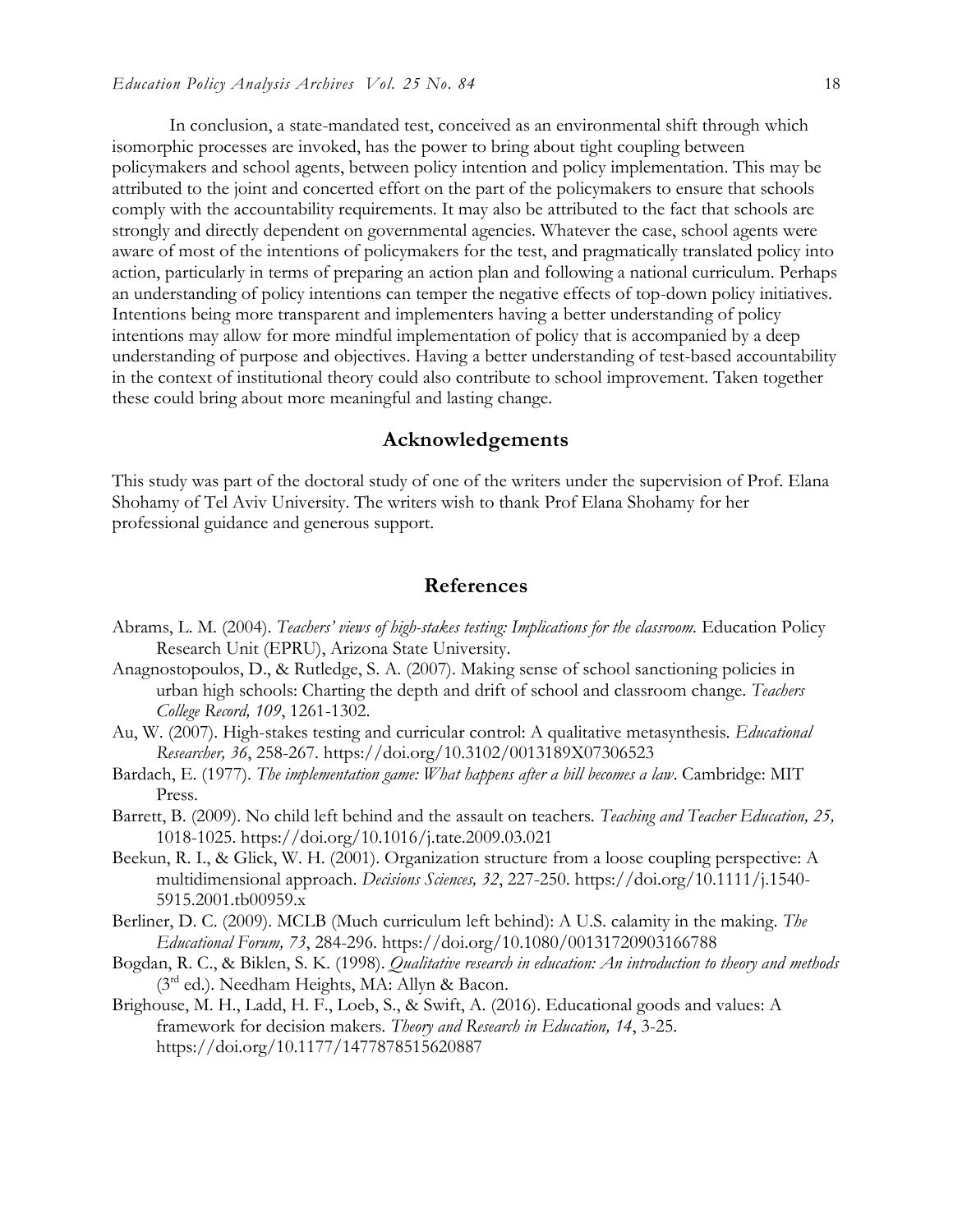In conclusion, a state-mandated test, conceived as an environmental shift through which isomorphic processes are invoked, has the power to bring about tight coupling between policymakers and school agents, between policy intention and policy implementation. This may be attributed to the joint and concerted effort on the part of the policymakers to ensure that schools comply with the accountability requirements. It may also be attributed to the fact that schools are strongly and directly dependent on governmental agencies. Whatever the case, school agents were aware of most of the intentions of policymakers for the test, and pragmatically translated policy into action, particularly in terms of preparing an action plan and following a national curriculum. Perhaps an understanding of policy intentions can temper the negative effects of top-down policy initiatives. Intentions being more transparent and implementers having a better understanding of policy intentions may allow for more mindful implementation of policy that is accompanied by a deep understanding of purpose and objectives. Having a better understanding of test-based accountability in the context of institutional theory could also contribute to school improvement. Taken together these could bring about more meaningful and lasting change.

## Acknowledgements

This study was part of the doctoral study of one of the writers under the supervision of Prof. Elana Shohamy of Tel Aviv University. The writers wish to thank Prof Elana Shohamy for her professional guidance and generous support.

## References

Abrams, L. M. (2004). *Teachers' views of high-stakes testing: Implications for the classroom.* Education Policy Research Unit (EPRU), Arizona State University.

Anagnostopoulos, D., & Rutledge, S. A. (2007). Making sense of school sanctioning policies in urban high schools: Charting the depth and drift of school and classroom change. *Teachers College Record, 109*, 1261-1302.

Au, W. (2007). High-stakes testing and curricular control: A qualitative metasynthesis. *Educational Researcher, 36*, 258-267. https://doi.org/10.3102/0013189X07306523

Bardach, E. (1977). *The implementation game: What happens after a bill becomes a law*. Cambridge: MIT Press.

Barrett, B. (2009). No child left behind and the assault on teachers. *Teaching and Teacher Education, 25,* 1018-1025. https://doi.org/10.1016/j.tate.2009.03.021

Beekun, R. I., & Glick, W. H. (2001). Organization structure from a loose coupling perspective: A multidimensional approach. *Decisions Sciences, 32*, 227-250. https://doi.org/10.1111/j.1540-5915.2001.tb00959.x

Berliner, D. C. (2009). MCLB (Much curriculum left behind): A U.S. calamity in the making. *The Educational Forum, 73*, 284-296. https://doi.org/10.1080/00131720903166788

Bogdan, R. C., & Biklen, S. K. (1998). *Qualitative research in education: An introduction to theory and methods* (3rd ed.). Needham Heights, MA: Allyn & Bacon.

Brighouse, M. H., Ladd, H. F., Loeb, S., & Swift, A. (2016). Educational goods and values: A framework for decision makers. *Theory and Research in Education, 14*, 3-25. https://doi.org/10.1177/1477878515620887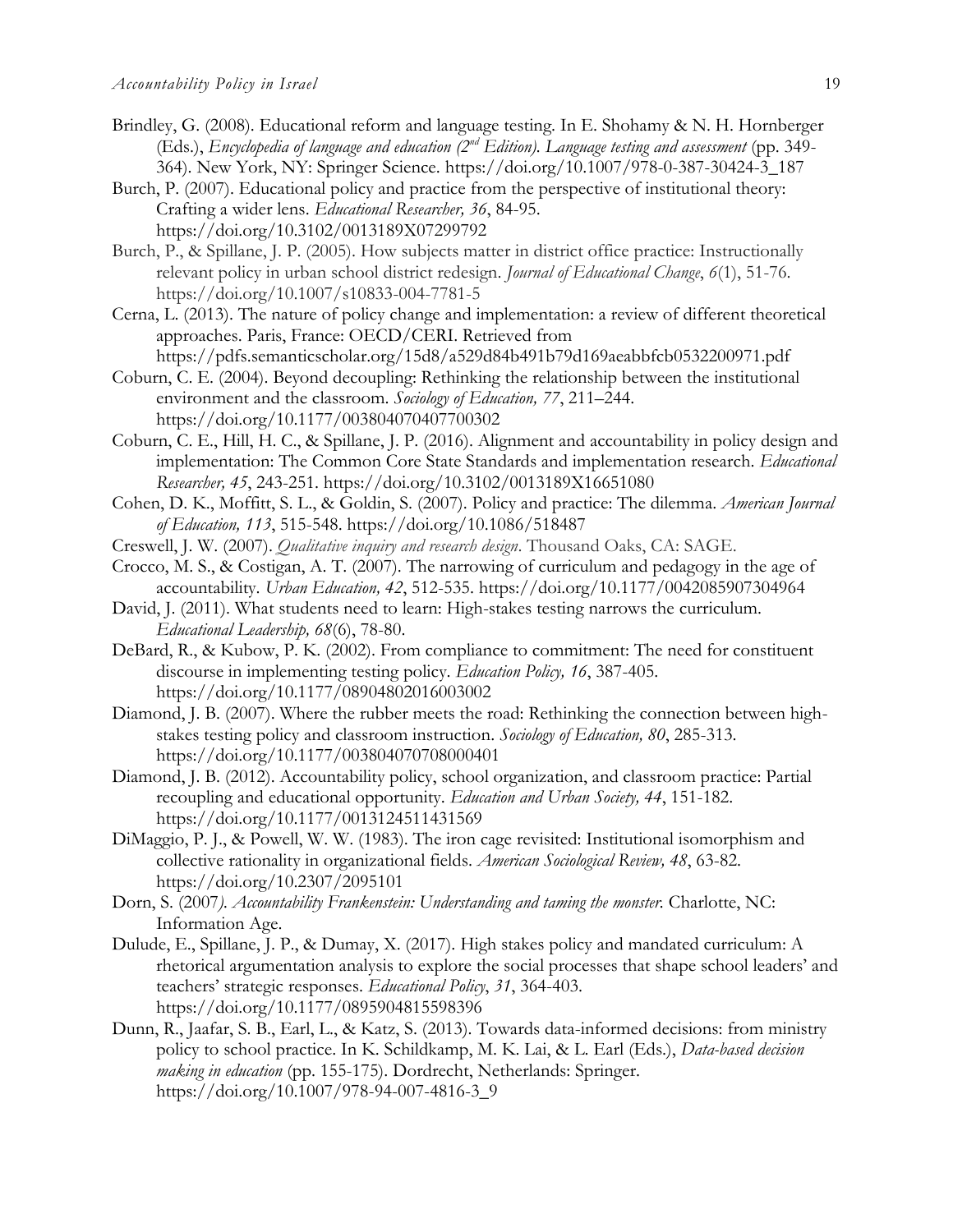Brindley, G. (2008). Educational reform and language testing. In E. Shohamy & N. H. Hornberger (Eds.), *Encyclopedia of language and education (2nd Edition). Language testing and assessment* (pp. 349-364). New York, NY: Springer Science. https://doi.org/10.1007/978-0-387-30424-3_187

Burch, P. (2007). Educational policy and practice from the perspective of institutional theory: Crafting a wider lens. *Educational Researcher, 36*, 84-95. https://doi.org/10.3102/0013189X07299792

Burch, P., & Spillane, J. P. (2005). How subjects matter in district office practice: Instructionally relevant policy in urban school district redesign. *Journal of Educational Change*, *6*(1), 51-76. https://doi.org/10.1007/s10833-004-7781-5

Cerna, L. (2013). The nature of policy change and implementation: a review of different theoretical approaches. Paris, France: OECD/CERI. Retrieved from https://pdfs.semanticscholar.org/15d8/a529d84b491b79d169aeabbfcb0532200971.pdf

Coburn, C. E. (2004). Beyond decoupling: Rethinking the relationship between the institutional environment and the classroom. *Sociology of Education, 77*, 211–244. https://doi.org/10.1177/003804070407700302

Coburn, C. E., Hill, H. C., & Spillane, J. P. (2016). Alignment and accountability in policy design and implementation: The Common Core State Standards and implementation research. *Educational Researcher, 45*, 243-251. https://doi.org/10.3102/0013189X16651080

Cohen, D. K., Moffitt, S. L., & Goldin, S. (2007). Policy and practice: The dilemma. *American Journal of Education, 113*, 515-548. https://doi.org/10.1086/518487

Creswell, J. W. (2007). *Qualitative inquiry and research design*. Thousand Oaks, CA: SAGE.

Crocco, M. S., & Costigan, A. T. (2007). The narrowing of curriculum and pedagogy in the age of accountability. *Urban Education, 42*, 512-535. https://doi.org/10.1177/0042085907304964

David, J. (2011). What students need to learn: High-stakes testing narrows the curriculum. *Educational Leadership, 68*(6), 78-80.

DeBard, R., & Kubow, P. K. (2002). From compliance to commitment: The need for constituent discourse in implementing testing policy. *Education Policy, 16*, 387-405. https://doi.org/10.1177/08904802016003002

Diamond, J. B. (2007). Where the rubber meets the road: Rethinking the connection between high-stakes testing policy and classroom instruction. *Sociology of Education, 80*, 285-313. https://doi.org/10.1177/003804070708000401

Diamond, J. B. (2012). Accountability policy, school organization, and classroom practice: Partial recoupling and educational opportunity. *Education and Urban Society, 44*, 151-182. https://doi.org/10.1177/0013124511431569

DiMaggio, P. J., & Powell, W. W. (1983). The iron cage revisited: Institutional isomorphism and collective rationality in organizational fields. *American Sociological Review, 48*, 63-82. https://doi.org/10.2307/2095101

Dorn, S. (2007). *Accountability Frankenstein: Understanding and taming the monster.* Charlotte, NC: Information Age.

Dulude, E., Spillane, J. P., & Dumay, X. (2017). High stakes policy and mandated curriculum: A rhetorical argumentation analysis to explore the social processes that shape school leaders' and teachers' strategic responses. *Educational Policy*, *31*, 364-403. https://doi.org/10.1177/0895904815598396

Dunn, R., Jaafar, S. B., Earl, L., & Katz, S. (2013). Towards data-informed decisions: from ministry policy to school practice. In K. Schildkamp, M. K. Lai, & L. Earl (Eds.), *Data-based decision making in education* (pp. 155-175). Dordrecht, Netherlands: Springer. https://doi.org/10.1007/978-94-007-4816-3_9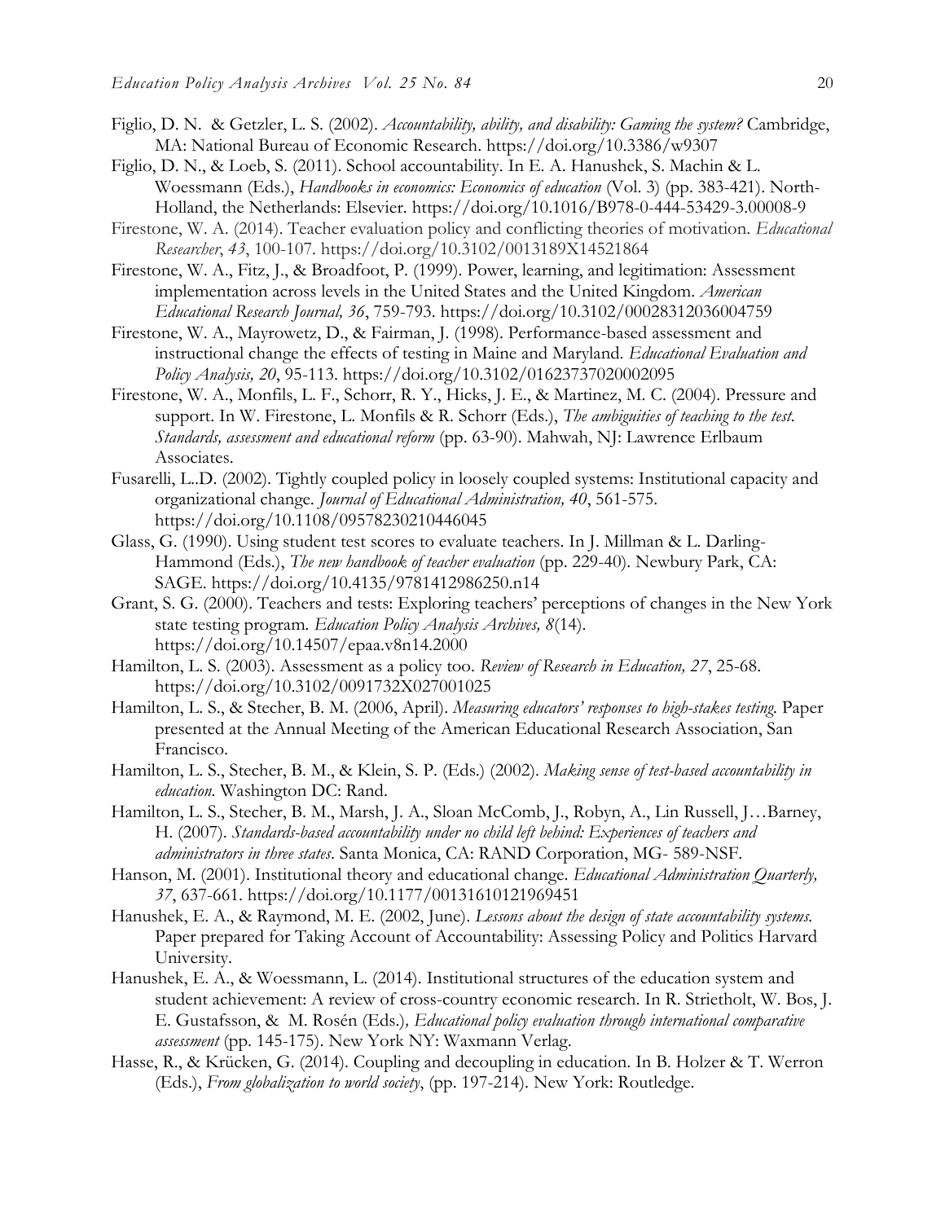Figlio, D. N. & Getzler, L. S. (2002). *Accountability, ability, and disability: Gaming the system?* Cambridge, MA: National Bureau of Economic Research. https://doi.org/10.3386/w9307

Figlio, D. N., & Loeb, S. (2011). School accountability. In E. A. Hanushek, S. Machin & L. Woessmann (Eds.), *Handbooks in economics: Economics of education* (Vol. 3) (pp. 383-421). North-Holland, the Netherlands: Elsevier. https://doi.org/10.1016/B978-0-444-53429-3.00008-9

Firestone, W. A. (2014). Teacher evaluation policy and conflicting theories of motivation. *Educational Researcher*, *43*, 100-107. https://doi.org/10.3102/0013189X14521864

Firestone, W. A., Fitz, J., & Broadfoot, P. (1999). Power, learning, and legitimation: Assessment implementation across levels in the United States and the United Kingdom. *American Educational Research Journal, 36*, 759-793. https://doi.org/10.3102/00028312036004759

Firestone, W. A., Mayrowetz, D., & Fairman, J. (1998). Performance-based assessment and instructional change the effects of testing in Maine and Maryland. *Educational Evaluation and Policy Analysis, 20*, 95-113. https://doi.org/10.3102/01623737020002095

Firestone, W. A., Monfils, L. F., Schorr, R. Y., Hicks, J. E., & Martinez, M. C. (2004). Pressure and support. In W. Firestone, L. Monfils & R. Schorr (Eds.), *The ambiguities of teaching to the test. Standards, assessment and educational reform* (pp. 63-90). Mahwah, NJ: Lawrence Erlbaum Associates.

Fusarelli, L..D. (2002). Tightly coupled policy in loosely coupled systems: Institutional capacity and organizational change. *Journal of Educational Administration, 40*, 561-575. https://doi.org/10.1108/09578230210446045

Glass, G. (1990). Using student test scores to evaluate teachers. In J. Millman & L. Darling-Hammond (Eds.), *The new handbook of teacher evaluation* (pp. 229-40). Newbury Park, CA: SAGE. https://doi.org/10.4135/9781412986250.n14

Grant, S. G. (2000). Teachers and tests: Exploring teachers' perceptions of changes in the New York state testing program. *Education Policy Analysis Archives, 8*(14). https://doi.org/10.14507/epaa.v8n14.2000

Hamilton, L. S. (2003). Assessment as a policy too. *Review of Research in Education, 27*, 25-68. https://doi.org/10.3102/0091732X027001025

Hamilton, L. S., & Stecher, B. M. (2006, April). *Measuring educators' responses to high-stakes testing.* Paper presented at the Annual Meeting of the American Educational Research Association, San Francisco.

Hamilton, L. S., Stecher, B. M., & Klein, S. P. (Eds.) (2002). *Making sense of test-based accountability in education.* Washington DC: Rand.

Hamilton, L. S., Stecher, B. M., Marsh, J. A., Sloan McComb, J., Robyn, A., Lin Russell, J…Barney, H. (2007). *Standards-based accountability under no child left behind: Experiences of teachers and administrators in three states.* Santa Monica, CA: RAND Corporation, MG- 589-NSF.

Hanson, M. (2001). Institutional theory and educational change. *Educational Administration Quarterly, 37*, 637-661. https://doi.org/10.1177/00131610121969451

Hanushek, E. A., & Raymond, M. E. (2002, June). *Lessons about the design of state accountability systems.* Paper prepared for Taking Account of Accountability: Assessing Policy and Politics Harvard University.

Hanushek, E. A., & Woessmann, L. (2014). Institutional structures of the education system and student achievement: A review of cross-country economic research. In R. Strietholt, W. Bos, J. E. Gustafsson, & M. Rosén (Eds.)*, Educational policy evaluation through international comparative assessment* (pp. 145-175). New York NY: Waxmann Verlag.

Hasse, R., & Krücken, G. (2014). Coupling and decoupling in education. In B. Holzer & T. Werron (Eds.), *From globalization to world society*, (pp. 197-214). New York: Routledge.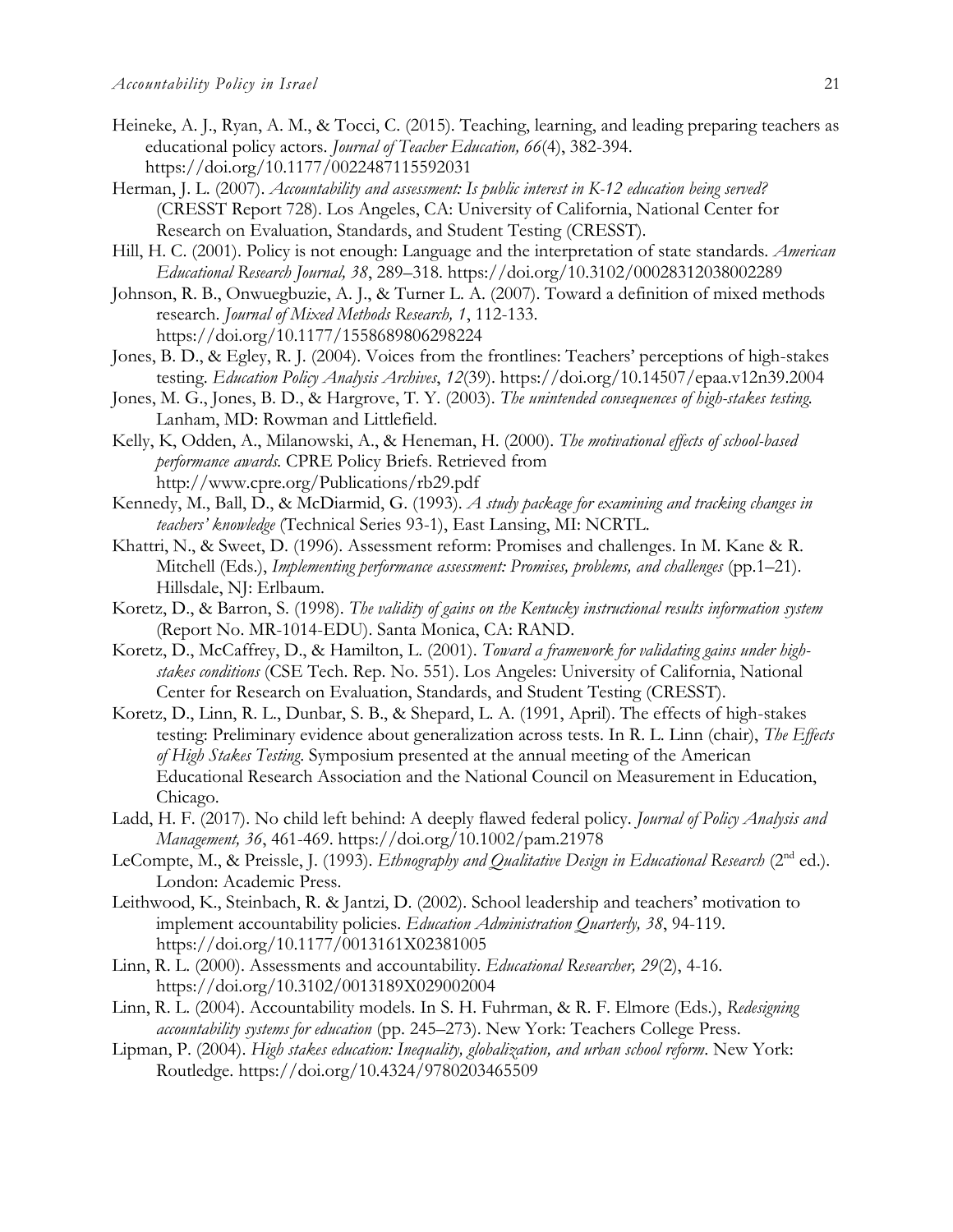Heineke, A. J., Ryan, A. M., & Tocci, C. (2015). Teaching, learning, and leading preparing teachers as educational policy actors. *Journal of Teacher Education, 66*(4), 382-394. https://doi.org/10.1177/0022487115592031

Herman, J. L. (2007). *Accountability and assessment: Is public interest in K-12 education being served?* (CRESST Report 728). Los Angeles, CA: University of California, National Center for Research on Evaluation, Standards, and Student Testing (CRESST).

Hill, H. C. (2001). Policy is not enough: Language and the interpretation of state standards. *American Educational Research Journal, 38*, 289–318. https://doi.org/10.3102/00028312038002289

Johnson, R. B., Onwuegbuzie, A. J., & Turner L. A. (2007). Toward a definition of mixed methods research. *Journal of Mixed Methods Research, 1*, 112-133. https://doi.org/10.1177/1558689806298224

Jones, B. D., & Egley, R. J. (2004). Voices from the frontlines: Teachers' perceptions of high-stakes testing. *Education Policy Analysis Archives*, *12*(39). https://doi.org/10.14507/epaa.v12n39.2004

Jones, M. G., Jones, B. D., & Hargrove, T. Y. (2003). *The unintended consequences of high-stakes testing.* Lanham, MD: Rowman and Littlefield.

Kelly, K, Odden, A., Milanowski, A., & Heneman, H. (2000). *The motivational effects of school-based performance awards.* CPRE Policy Briefs. Retrieved from http://www.cpre.org/Publications/rb29.pdf

Kennedy, M., Ball, D., & McDiarmid, G. (1993). *A study package for examining and tracking changes in teachers' knowledge* (Technical Series 93-1), East Lansing, MI: NCRTL.

Khattri, N., & Sweet, D. (1996). Assessment reform: Promises and challenges. In M. Kane & R. Mitchell (Eds.), *Implementing performance assessment: Promises, problems, and challenges* (pp.1–21). Hillsdale, NJ: Erlbaum.

Koretz, D., & Barron, S. (1998). *The validity of gains on the Kentucky instructional results information system* (Report No. MR-1014-EDU). Santa Monica, CA: RAND.

Koretz, D., McCaffrey, D., & Hamilton, L. (2001). *Toward a framework for validating gains under high-stakes conditions* (CSE Tech. Rep. No. 551). Los Angeles: University of California, National Center for Research on Evaluation, Standards, and Student Testing (CRESST).

Koretz, D., Linn, R. L., Dunbar, S. B., & Shepard, L. A. (1991, April). The effects of high-stakes testing: Preliminary evidence about generalization across tests. In R. L. Linn (chair), *The Effects of High Stakes Testing*. Symposium presented at the annual meeting of the American Educational Research Association and the National Council on Measurement in Education, Chicago.

Ladd, H. F. (2017). No child left behind: A deeply flawed federal policy. *Journal of Policy Analysis and Management, 36*, 461-469. https://doi.org/10.1002/pam.21978

LeCompte, M., & Preissle, J. (1993). *Ethnography and Qualitative Design in Educational Research* (2nd ed.). London: Academic Press.

Leithwood, K., Steinbach, R. & Jantzi, D. (2002). School leadership and teachers' motivation to implement accountability policies. *Education Administration Quarterly, 38*, 94-119. https://doi.org/10.1177/0013161X02381005

Linn, R. L. (2000). Assessments and accountability. *Educational Researcher, 29*(2), 4-16. https://doi.org/10.3102/0013189X029002004

Linn, R. L. (2004). Accountability models. In S. H. Fuhrman, & R. F. Elmore (Eds.), *Redesigning accountability systems for education* (pp. 245–273). New York: Teachers College Press.

Lipman, P. (2004). *High stakes education: Inequality, globalization, and urban school reform*. New York: Routledge. https://doi.org/10.4324/9780203465509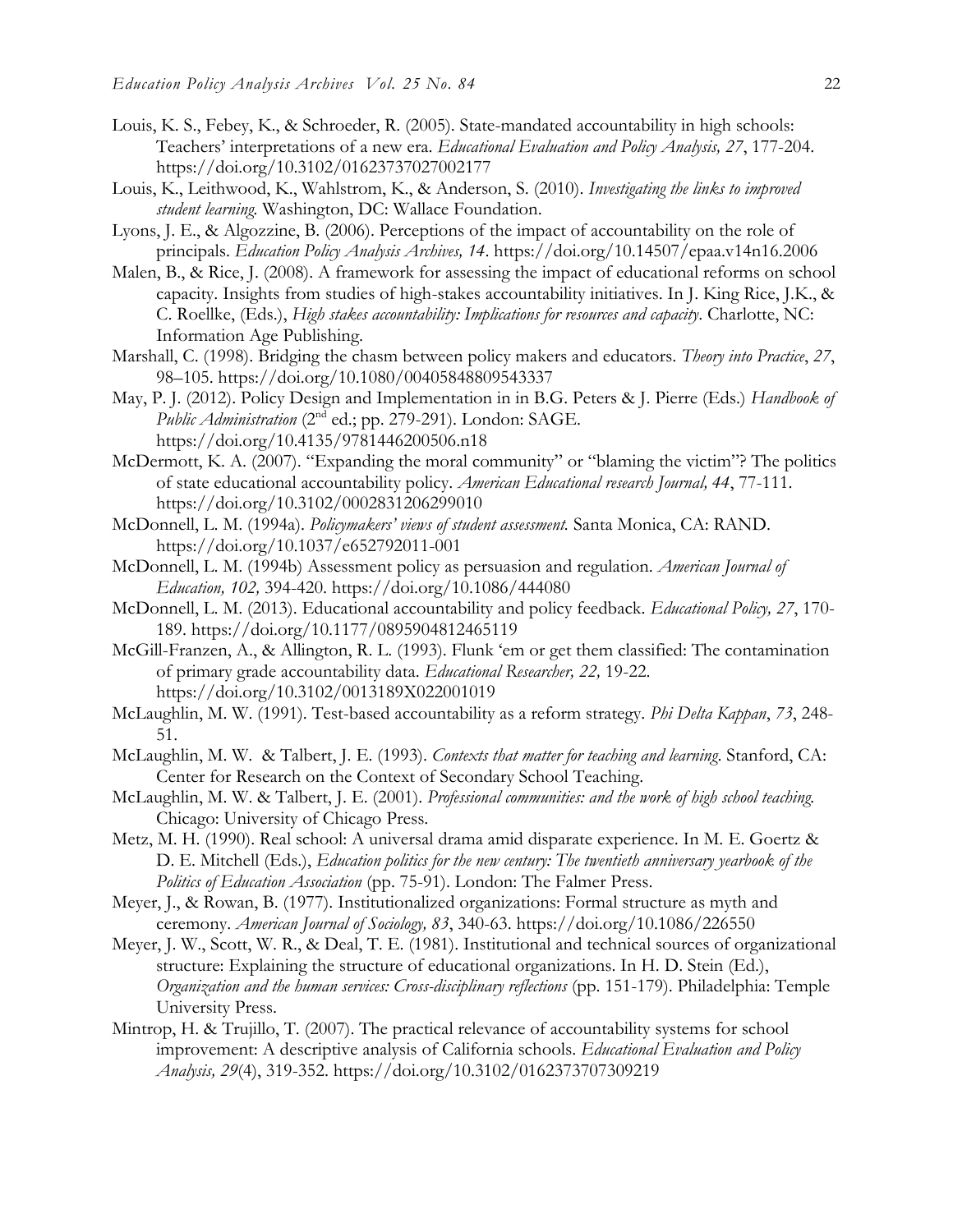Louis, K. S., Febey, K., & Schroeder, R. (2005). State-mandated accountability in high schools: Teachers' interpretations of a new era. *Educational Evaluation and Policy Analysis, 27*, 177-204. https://doi.org/10.3102/01623737027002177

Louis, K., Leithwood, K., Wahlstrom, K., & Anderson, S. (2010). *Investigating the links to improved student learning.* Washington, DC: Wallace Foundation.

Lyons, J. E., & Algozzine, B. (2006). Perceptions of the impact of accountability on the role of principals. *Education Policy Analysis Archives, 14*. https://doi.org/10.14507/epaa.v14n16.2006

Malen, B., & Rice, J. (2008). A framework for assessing the impact of educational reforms on school capacity. Insights from studies of high-stakes accountability initiatives. In J. King Rice, J.K., & C. Roellke, (Eds.), *High stakes accountability: Implications for resources and capacity.* Charlotte, NC: Information Age Publishing.

Marshall, C. (1998). Bridging the chasm between policy makers and educators. *Theory into Practice*, *27*, 98–105. https://doi.org/10.1080/00405848809543337

May, P. J. (2012). Policy Design and Implementation in in B.G. Peters & J. Pierre (Eds.) *Handbook of Public Administration* (2nd ed.; pp. 279-291). London: SAGE. https://doi.org/10.4135/9781446200506.n18

McDermott, K. A. (2007). "Expanding the moral community" or "blaming the victim"? The politics of state educational accountability policy. *American Educational research Journal, 44*, 77-111. https://doi.org/10.3102/0002831206299010

McDonnell, L. M. (1994a). *Policymakers' views of student assessment.* Santa Monica, CA: RAND. https://doi.org/10.1037/e652792011-001

McDonnell, L. M. (1994b) Assessment policy as persuasion and regulation. *American Journal of Education, 102,* 394-420. https://doi.org/10.1086/444080

McDonnell, L. M. (2013). Educational accountability and policy feedback. *Educational Policy, 27*, 170-189. https://doi.org/10.1177/0895904812465119

McGill-Franzen, A., & Allington, R. L. (1993). Flunk 'em or get them classified: The contamination of primary grade accountability data. *Educational Researcher, 22,* 19-22. https://doi.org/10.3102/0013189X022001019

McLaughlin, M. W. (1991). Test-based accountability as a reform strategy. *Phi Delta Kappan*, *73*, 248-51.

McLaughlin, M. W. & Talbert, J. E. (1993). *Contexts that matter for teaching and learning*. Stanford, CA: Center for Research on the Context of Secondary School Teaching.

McLaughlin, M. W. & Talbert, J. E. (2001). *Professional communities: and the work of high school teaching.* Chicago: University of Chicago Press.

Metz, M. H. (1990). Real school: A universal drama amid disparate experience. In M. E. Goertz & D. E. Mitchell (Eds.), *Education politics for the new century: The twentieth anniversary yearbook of the Politics of Education Association* (pp. 75-91). London: The Falmer Press.

Meyer, J., & Rowan, B. (1977). Institutionalized organizations: Formal structure as myth and ceremony. *American Journal of Sociology, 83*, 340-63. https://doi.org/10.1086/226550

Meyer, J. W., Scott, W. R., & Deal, T. E. (1981). Institutional and technical sources of organizational structure: Explaining the structure of educational organizations. In H. D. Stein (Ed.), *Organization and the human services: Cross-disciplinary reflections* (pp. 151-179). Philadelphia: Temple University Press.

Mintrop, H. & Trujillo, T. (2007). The practical relevance of accountability systems for school improvement: A descriptive analysis of California schools. *Educational Evaluation and Policy Analysis, 29*(4), 319-352. https://doi.org/10.3102/0162373707309219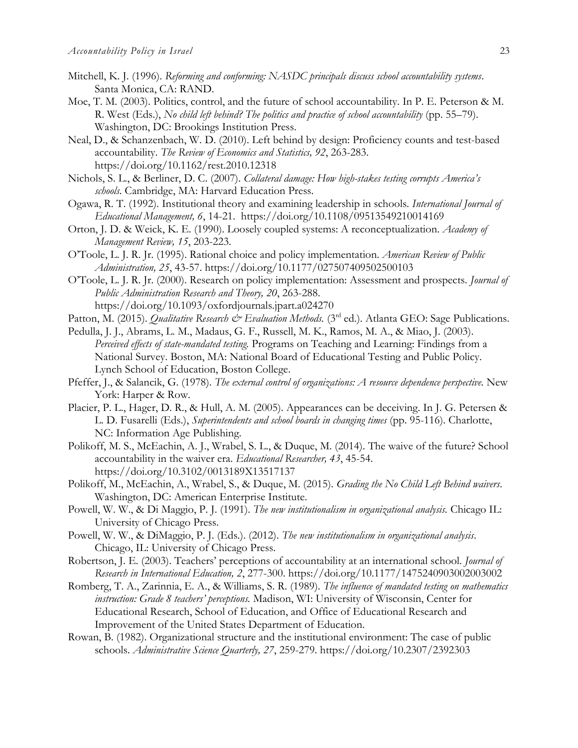Mitchell, K. J. (1996). *Reforming and conforming: NASDC principals discuss school accountability systems*. Santa Monica, CA: RAND.

Moe, T. M. (2003). Politics, control, and the future of school accountability. In P. E. Peterson & M. R. West (Eds.), *No child left behind? The politics and practice of school accountability* (pp. 55–79). Washington, DC: Brookings Institution Press.

Neal, D., & Schanzenbach, W. D. (2010). Left behind by design: Proficiency counts and test-based accountability. *The Review of Economics and Statistics, 92*, 263-283. https://doi.org/10.1162/rest.2010.12318

Nichols, S. L., & Berliner, D. C. (2007). *Collateral damage: How high-stakes testing corrupts America's schools.* Cambridge, MA: Harvard Education Press.

Ogawa, R. T. (1992). Institutional theory and examining leadership in schools. *International Journal of Educational Management, 6*, 14-21. https://doi.org/10.1108/09513549210014169

Orton, J. D. & Weick, K. E. (1990). Loosely coupled systems: A reconceptualization. *Academy of Management Review, 15*, 203-223.

O'Toole, L. J. R. Jr. (1995). Rational choice and policy implementation. *American Review of Public Administration, 25*, 43-57. https://doi.org/10.1177/027507409502500103

O'Toole, L. J. R. Jr. (2000). Research on policy implementation: Assessment and prospects. *Journal of Public Administration Research and Theory, 20*, 263-288. https://doi.org/10.1093/oxfordjournals.jpart.a024270

Patton, M. (2015). *Qualitative Research & Evaluation Methods.* (3rd ed.). Atlanta GEO: Sage Publications.

Pedulla, J. J., Abrams, L. M., Madaus, G. F., Russell, M. K., Ramos, M. A., & Miao, J. (2003). *Perceived effects of state-mandated testing.* Programs on Teaching and Learning: Findings from a National Survey. Boston, MA: National Board of Educational Testing and Public Policy. Lynch School of Education, Boston College.

Pfeffer, J., & Salancik, G. (1978). *The external control of organizations: A resource dependence perspective.* New York: Harper & Row.

Placier, P. L., Hager, D. R., & Hull, A. M. (2005). Appearances can be deceiving. In J. G. Petersen & L. D. Fusarelli (Eds.), *Superintendents and school boards in changing times* (pp. 95-116). Charlotte, NC: Information Age Publishing.

Polikoff, M. S., McEachin, A. J., Wrabel, S. L., & Duque, M. (2014). The waive of the future? School accountability in the waiver era. *Educational Researcher, 43*, 45-54. https://doi.org/10.3102/0013189X13517137

Polikoff, M., McEachin, A., Wrabel, S., & Duque, M. (2015). *Grading the No Child Left Behind waivers*. Washington, DC: American Enterprise Institute.

Powell, W. W., & Di Maggio, P. J. (1991). *The new institutionalism in organizational analysis.* Chicago IL: University of Chicago Press.

Powell, W. W., & DiMaggio, P. J. (Eds.). (2012). *The new institutionalism in organizational analysis*. Chicago, IL: University of Chicago Press.

Robertson, J. E. (2003). Teachers' perceptions of accountability at an international school. *Journal of Research in International Education, 2*, 277-300. https://doi.org/10.1177/1475240903002003002

Romberg, T. A., Zarinnia, E. A., & Williams, S. R. (1989). *The influence of mandated testing on mathematics instruction: Grade 8 teachers' perceptions.* Madison, WI: University of Wisconsin, Center for Educational Research, School of Education, and Office of Educational Research and Improvement of the United States Department of Education.

Rowan, B. (1982). Organizational structure and the institutional environment: The case of public schools. *Administrative Science Quarterly, 27*, 259-279. https://doi.org/10.2307/2392303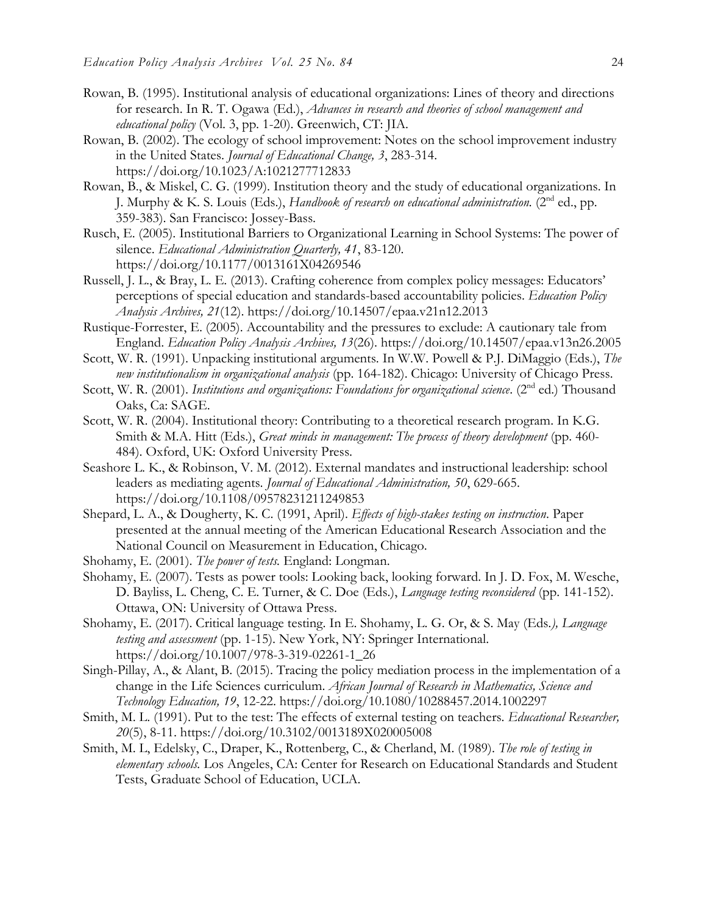Rowan, B. (1995). Institutional analysis of educational organizations: Lines of theory and directions for research. In R. T. Ogawa (Ed.), *Advances in research and theories of school management and educational policy* (Vol. 3, pp. 1-20). Greenwich, CT: JIA.

Rowan, B. (2002). The ecology of school improvement: Notes on the school improvement industry in the United States. *Journal of Educational Change, 3*, 283-314. https://doi.org/10.1023/A:1021277712833

Rowan, B., & Miskel, C. G. (1999). Institution theory and the study of educational organizations. In J. Murphy & K. S. Louis (Eds.), *Handbook of research on educational administration.* (2nd ed., pp. 359-383). San Francisco: Jossey-Bass.

Rusch, E. (2005). Institutional Barriers to Organizational Learning in School Systems: The power of silence. *Educational Administration Quarterly, 41*, 83-120. https://doi.org/10.1177/0013161X04269546

Russell, J. L., & Bray, L. E. (2013). Crafting coherence from complex policy messages: Educators' perceptions of special education and standards-based accountability policies. *Education Policy Analysis Archives, 21*(12). https://doi.org/10.14507/epaa.v21n12.2013

Rustique-Forrester, E. (2005). Accountability and the pressures to exclude: A cautionary tale from England. *Education Policy Analysis Archives, 13*(26). https://doi.org/10.14507/epaa.v13n26.2005

Scott, W. R. (1991). Unpacking institutional arguments. In W.W. Powell & P.J. DiMaggio (Eds.), *The new institutionalism in organizational analysis* (pp. 164-182). Chicago: University of Chicago Press.

Scott, W. R. (2001). *Institutions and organizations: Foundations for organizational science*. (2nd ed.) Thousand Oaks, Ca: SAGE.

Scott, W. R. (2004). Institutional theory: Contributing to a theoretical research program. In K.G. Smith & M.A. Hitt (Eds.), *Great minds in management: The process of theory development* (pp. 460-484). Oxford, UK: Oxford University Press.

Seashore L. K., & Robinson, V. M. (2012). External mandates and instructional leadership: school leaders as mediating agents. *Journal of Educational Administration, 50*, 629-665. https://doi.org/10.1108/09578231211249853

Shepard, L. A., & Dougherty, K. C. (1991, April). *Effects of high-stakes testing on instruction*. Paper presented at the annual meeting of the American Educational Research Association and the National Council on Measurement in Education, Chicago.

Shohamy, E. (2001). *The power of tests.* England: Longman.

Shohamy, E. (2007). Tests as power tools: Looking back, looking forward. In J. D. Fox, M. Wesche, D. Bayliss, L. Cheng, C. E. Turner, & C. Doe (Eds.), *Language testing reconsidered* (pp. 141-152). Ottawa, ON: University of Ottawa Press.

Shohamy, E. (2017). Critical language testing. In E. Shohamy, L. G. Or, & S. May (Eds*.), Language testing and assessment* (pp. 1-15). New York, NY: Springer International. https://doi.org/10.1007/978-3-319-02261-1_26

Singh-Pillay, A., & Alant, B. (2015). Tracing the policy mediation process in the implementation of a change in the Life Sciences curriculum. *African Journal of Research in Mathematics, Science and Technology Education, 19*, 12-22. https://doi.org/10.1080/10288457.2014.1002297

Smith, M. L. (1991). Put to the test: The effects of external testing on teachers. *Educational Researcher, 20*(5), 8-11. https://doi.org/10.3102/0013189X020005008

Smith, M. L, Edelsky, C., Draper, K., Rottenberg, C., & Cherland, M. (1989). *The role of testing in elementary schools.* Los Angeles, CA: Center for Research on Educational Standards and Student Tests, Graduate School of Education, UCLA.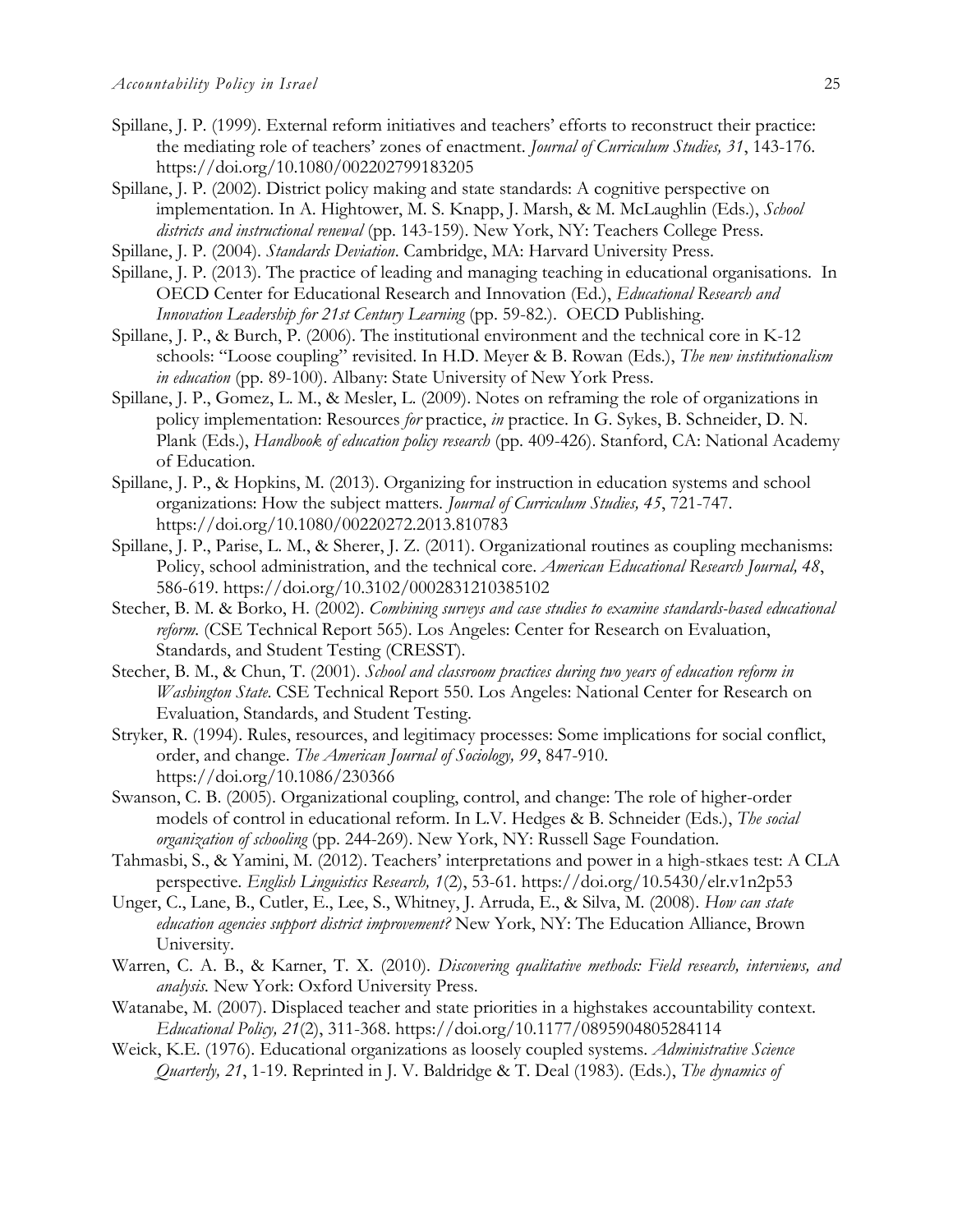Spillane, J. P. (1999). External reform initiatives and teachers' efforts to reconstruct their practice: the mediating role of teachers' zones of enactment. *Journal of Curriculum Studies, 31*, 143-176. https://doi.org/10.1080/002202799183205

Spillane, J. P. (2002). District policy making and state standards: A cognitive perspective on implementation. In A. Hightower, M. S. Knapp, J. Marsh, & M. McLaughlin (Eds.), *School districts and instructional renewal* (pp. 143-159). New York, NY: Teachers College Press.

Spillane, J. P. (2004). *Standards Deviation*. Cambridge, MA: Harvard University Press.

Spillane, J. P. (2013). The practice of leading and managing teaching in educational organisations. In OECD Center for Educational Research and Innovation (Ed.), *Educational Research and Innovation Leadership for 21st Century Learning* (pp. 59-82.). OECD Publishing.

Spillane, J. P., & Burch, P. (2006). The institutional environment and the technical core in K-12 schools: "Loose coupling" revisited. In H.D. Meyer & B. Rowan (Eds.), *The new institutionalism in education* (pp. 89-100). Albany: State University of New York Press.

Spillane, J. P., Gomez, L. M., & Mesler, L. (2009). Notes on reframing the role of organizations in policy implementation: Resources *for* practice, *in* practice. In G. Sykes, B. Schneider, D. N. Plank (Eds.), *Handbook of education policy research* (pp. 409-426). Stanford, CA: National Academy of Education.

Spillane, J. P., & Hopkins, M. (2013). Organizing for instruction in education systems and school organizations: How the subject matters. *Journal of Curriculum Studies, 45*, 721-747. https://doi.org/10.1080/00220272.2013.810783

Spillane, J. P., Parise, L. M., & Sherer, J. Z. (2011). Organizational routines as coupling mechanisms: Policy, school administration, and the technical core. *American Educational Research Journal, 48*, 586-619. https://doi.org/10.3102/0002831210385102

Stecher, B. M. & Borko, H. (2002). *Combining surveys and case studies to examine standards-based educational reform.* (CSE Technical Report 565). Los Angeles: Center for Research on Evaluation, Standards, and Student Testing (CRESST).

Stecher, B. M., & Chun, T. (2001). *School and classroom practices during two years of education reform in Washington State*. CSE Technical Report 550. Los Angeles: National Center for Research on Evaluation, Standards, and Student Testing.

Stryker, R. (1994). Rules, resources, and legitimacy processes: Some implications for social conflict, order, and change. *The American Journal of Sociology, 99*, 847-910. https://doi.org/10.1086/230366

Swanson, C. B. (2005). Organizational coupling, control, and change: The role of higher-order models of control in educational reform. In L.V. Hedges & B. Schneider (Eds.), *The social organization of schooling* (pp. 244-269). New York, NY: Russell Sage Foundation.

Tahmasbi, S., & Yamini, M. (2012). Teachers' interpretations and power in a high-stkaes test: A CLA perspective. *English Linguistics Research, 1*(2), 53-61. https://doi.org/10.5430/elr.v1n2p53

Unger, C., Lane, B., Cutler, E., Lee, S., Whitney, J. Arruda, E., & Silva, M. (2008). *How can state education agencies support district improvement?* New York, NY: The Education Alliance, Brown University.

Warren, C. A. B., & Karner, T. X. (2010). *Discovering qualitative methods: Field research, interviews, and analysis.* New York: Oxford University Press.

Watanabe, M. (2007). Displaced teacher and state priorities in a highstakes accountability context. *Educational Policy, 21*(2), 311-368. https://doi.org/10.1177/0895904805284114

Weick, K.E. (1976). Educational organizations as loosely coupled systems. *Administrative Science Quarterly, 21*, 1-19. Reprinted in J. V. Baldridge & T. Deal (1983). (Eds.), *The dynamics of*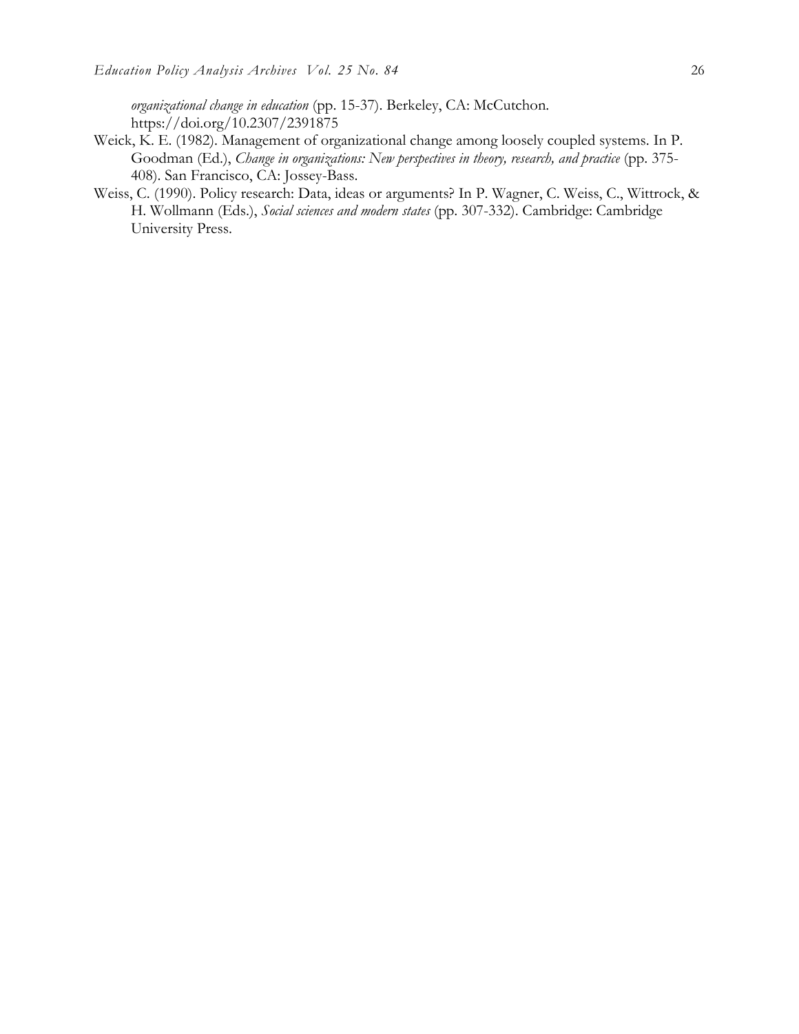*organizational change in education* (pp. 15-37). Berkeley, CA: McCutchon. https://doi.org/10.2307/2391875

Weick, K. E. (1982). Management of organizational change among loosely coupled systems. In P. Goodman (Ed.), *Change in organizations: New perspectives in theory, research, and practice* (pp. 375-408). San Francisco, CA: Jossey-Bass.

Weiss, C. (1990). Policy research: Data, ideas or arguments? In P. Wagner, C. Weiss, C., Wittrock, & H. Wollmann (Eds.), *Social sciences and modern states* (pp. 307-332). Cambridge: Cambridge University Press.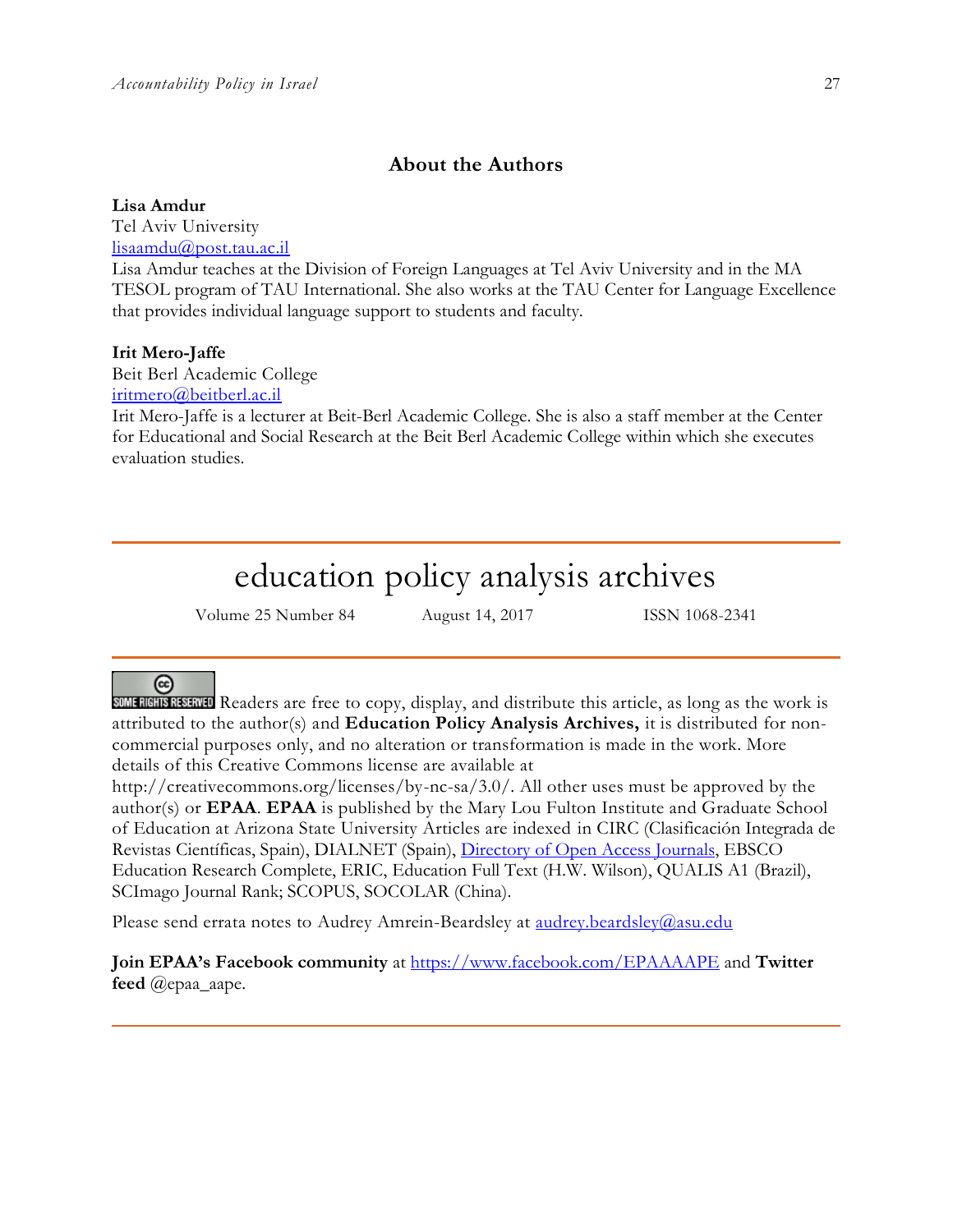## About the Authors

**Lisa Amdur**
Tel Aviv University
lisaamdu@post.tau.ac.il
Lisa Amdur teaches at the Division of Foreign Languages at Tel Aviv University and in the MA TESOL program of TAU International. She also works at the TAU Center for Language Excellence that provides individual language support to students and faculty.

**Irit Mero-Jaffe**
Beit Berl Academic College
iritmero@beitberl.ac.il
Irit Mero-Jaffe is a lecturer at Beit-Berl Academic College. She is also a staff member at the Center for Educational and Social Research at the Beit Berl Academic College within which she executes evaluation studies.

---

# education policy analysis archives

Volume 25 Number 84 August 14, 2017 ISSN 1068-2341

---

SOME RIGHTS RESERVED Readers are free to copy, display, and distribute this article, as long as the work is attributed to the author(s) and **Education Policy Analysis Archives,** it is distributed for non-commercial purposes only, and no alteration or transformation is made in the work. More details of this Creative Commons license are available at http://creativecommons.org/licenses/by-nc-sa/3.0/. All other uses must be approved by the author(s) or **EPAA**. **EPAA** is published by the Mary Lou Fulton Institute and Graduate School of Education at Arizona State University Articles are indexed in CIRC (Clasificación Integrada de Revistas Científicas, Spain), DIALNET (Spain), Directory of Open Access Journals, EBSCO Education Research Complete, ERIC, Education Full Text (H.W. Wilson), QUALIS A1 (Brazil), SCImago Journal Rank; SCOPUS, SOCOLAR (China).

Please send errata notes to Audrey Amrein-Beardsley at audrey.beardsley@asu.edu

**Join EPAA's Facebook community** at https://www.facebook.com/EPAAAAPE and **Twitter feed** @epaa_aape.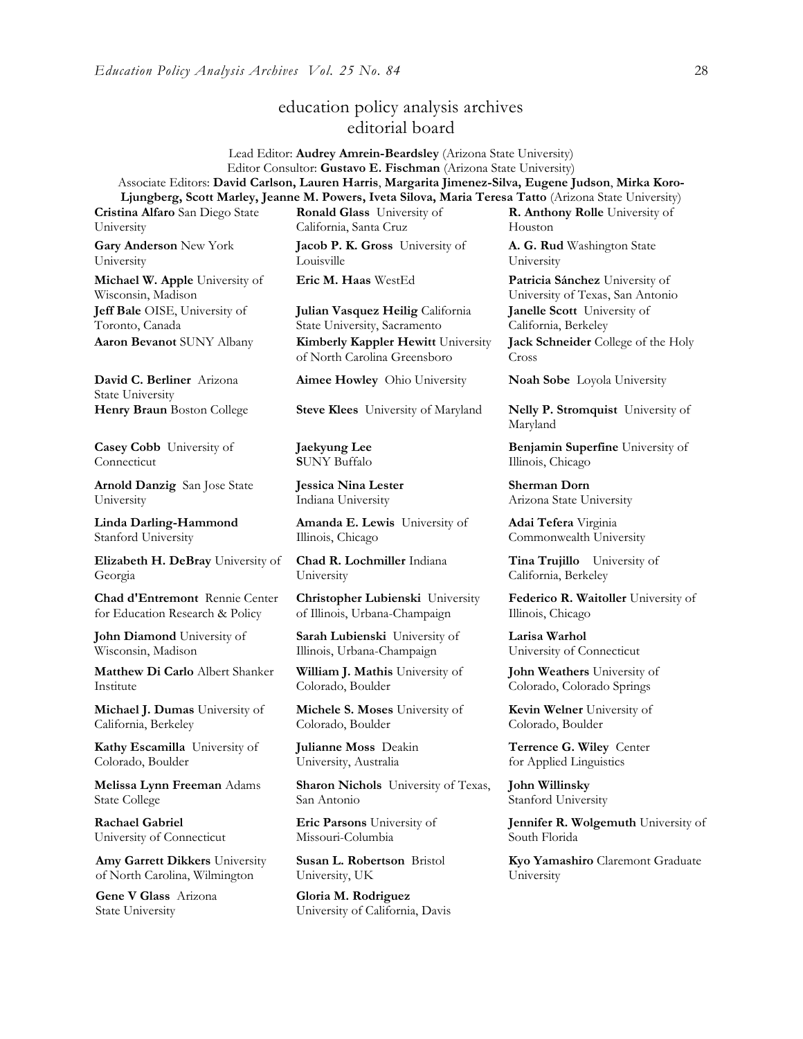# education policy analysis archives editorial board

Lead Editor: **Audrey Amrein-Beardsley** (Arizona State University)
Editor Consultor: **Gustavo E. Fischman** (Arizona State University)
Associate Editors: **David Carlson, Lauren Harris**, **Margarita Jimenez-Silva, Eugene Judson**, **Mirka Koro-Ljungberg, Scott Marley, Jeanne M. Powers, Iveta Silova, Maria Teresa Tatto** (Arizona State University)

**Cristina Alfaro** San Diego State University

**Gary Anderson** New York University

**Michael W. Apple** University of Wisconsin, Madison

**Jeff Bale** OISE, University of Toronto, Canada

**Aaron Bevanot** SUNY Albany

**David C. Berliner** Arizona State University

**Henry Braun** Boston College

**Casey Cobb** University of Connecticut

**Arnold Danzig** San Jose State University

**Linda Darling-Hammond** Stanford University

**Elizabeth H. DeBray** University of Georgia

**Chad d'Entremont** Rennie Center for Education Research & Policy

**John Diamond** University of Wisconsin, Madison

**Matthew Di Carlo** Albert Shanker Institute

**Michael J. Dumas** University of California, Berkeley

**Kathy Escamilla** University of Colorado, Boulder

**Melissa Lynn Freeman** Adams State College

**Rachael Gabriel** University of Connecticut

**Amy Garrett Dikkers** University of North Carolina, Wilmington

**Gene V Glass** Arizona State University

**Ronald Glass** University of California, Santa Cruz

**Jacob P. K. Gross** University of Louisville

**Eric M. Haas** WestEd

**Julian Vasquez Heilig** California State University, Sacramento

**Kimberly Kappler Hewitt** University of North Carolina Greensboro

**Aimee Howley** Ohio University

**Steve Klees** University of Maryland

**Jaekyung Lee** SUNY Buffalo

**Jessica Nina Lester** Indiana University

**Amanda E. Lewis** University of Illinois, Chicago

**Chad R. Lochmiller** Indiana University

**Christopher Lubienski** University of Illinois, Urbana-Champaign

**Sarah Lubienski** University of Illinois, Urbana-Champaign

**William J. Mathis** University of Colorado, Boulder

**Michele S. Moses** University of Colorado, Boulder

**Julianne Moss** Deakin University, Australia

**Sharon Nichols** University of Texas, San Antonio

**Eric Parsons** University of Missouri-Columbia

**Susan L. Robertson** Bristol University, UK

**Gloria M. Rodriguez** University of California, Davis

**R. Anthony Rolle** University of Houston

**A. G. Rud** Washington State University

**Patricia Sánchez** University of University of Texas, San Antonio

**Janelle Scott** University of California, Berkeley

**Jack Schneider** College of the Holy Cross

**Noah Sobe** Loyola University

**Nelly P. Stromquist** University of Maryland

**Benjamin Superfine** University of Illinois, Chicago

**Sherman Dorn** Arizona State University

**Adai Tefera** Virginia Commonwealth University

**Tina Trujillo** University of California, Berkeley

**Federico R. Waitoller** University of Illinois, Chicago

**Larisa Warhol** University of Connecticut

**John Weathers** University of Colorado, Colorado Springs

**Kevin Welner** University of Colorado, Boulder

**Terrence G. Wiley** Center for Applied Linguistics

**John Willinsky** Stanford University

**Jennifer R. Wolgemuth** University of South Florida

**Kyo Yamashiro** Claremont Graduate University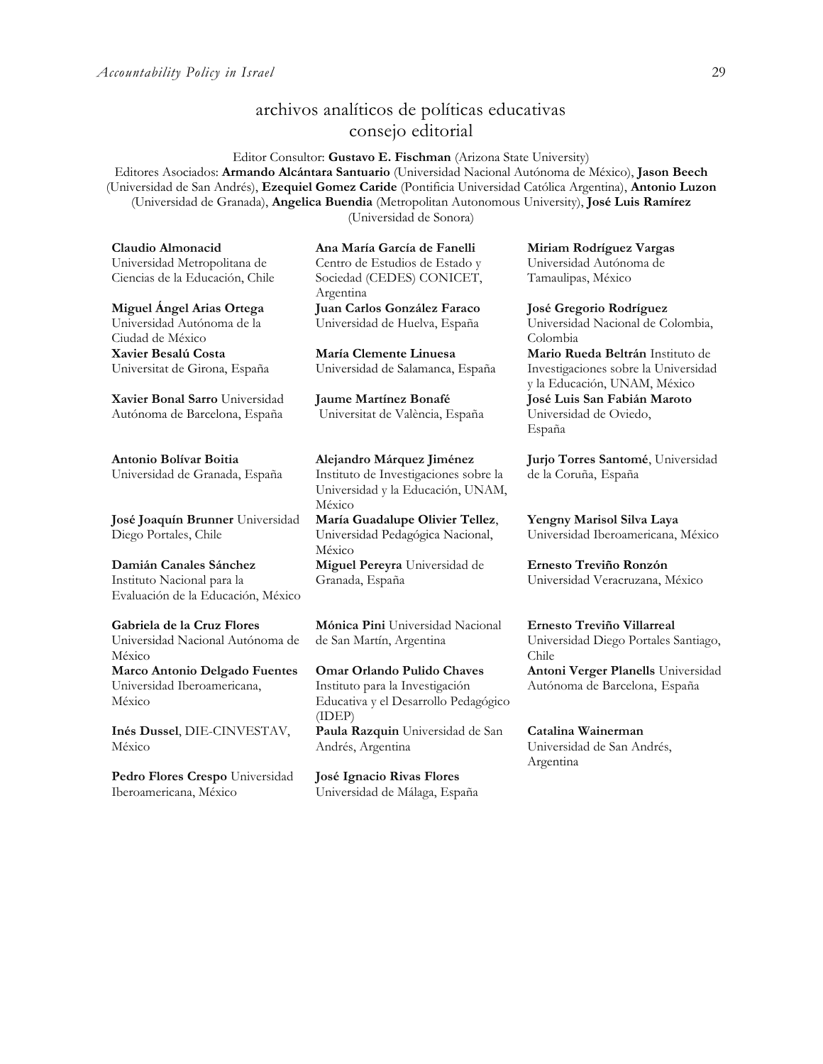# archivos analíticos de políticas educativas consejo editorial

Editor Consultor: **Gustavo E. Fischman** (Arizona State University)
Editores Asociados: **Armando Alcántara Santuario** (Universidad Nacional Autónoma de México), **Jason Beech** (Universidad de San Andrés), **Ezequiel Gomez Caride** (Pontificia Universidad Católica Argentina), **Antonio Luzon** (Universidad de Granada), **Angelica Buendia** (Metropolitan Autonomous University), **José Luis Ramírez** (Universidad de Sonora)

**Claudio Almonacid** Universidad Metropolitana de Ciencias de la Educación, Chile

**Miguel Ángel Arias Ortega** Universidad Autónoma de la Ciudad de México

**Xavier Besalú Costa** Universitat de Girona, España

**Xavier Bonal Sarro** Universidad Autónoma de Barcelona, España

**Antonio Bolívar Boitia** Universidad de Granada, España

**José Joaquín Brunner** Universidad Diego Portales, Chile

**Damián Canales Sánchez** Instituto Nacional para la Evaluación de la Educación, México

**Gabriela de la Cruz Flores** Universidad Nacional Autónoma de México

**Marco Antonio Delgado Fuentes** Universidad Iberoamericana, México

**Inés Dussel**, DIE-CINVESTAV, México

**Pedro Flores Crespo** Universidad Iberoamericana, México

**Ana María García de Fanelli** Centro de Estudios de Estado y Sociedad (CEDES) CONICET, Argentina

**Juan Carlos González Faraco** Universidad de Huelva, España

**María Clemente Linuesa** Universidad de Salamanca, España

**Jaume Martínez Bonafé** Universitat de València, España

**Alejandro Márquez Jiménez** Instituto de Investigaciones sobre la Universidad y la Educación, UNAM, México

**María Guadalupe Olivier Tellez**, Universidad Pedagógica Nacional, México

**Miguel Pereyra** Universidad de Granada, España

**Mónica Pini** Universidad Nacional de San Martín, Argentina

**Omar Orlando Pulido Chaves** Instituto para la Investigación Educativa y el Desarrollo Pedagógico (IDEP)

**Paula Razquin** Universidad de San Andrés, Argentina

**José Ignacio Rivas Flores** Universidad de Málaga, España

**Miriam Rodríguez Vargas** Universidad Autónoma de Tamaulipas, México

**José Gregorio Rodríguez** Universidad Nacional de Colombia, Colombia

**Mario Rueda Beltrán** Instituto de Investigaciones sobre la Universidad y la Educación, UNAM, México

**José Luis San Fabián Maroto** Universidad de Oviedo, España

**Jurjo Torres Santomé**, Universidad de la Coruña, España

**Yengny Marisol Silva Laya** Universidad Iberoamericana, México

**Ernesto Treviño Ronzón** Universidad Veracruzana, México

**Ernesto Treviño Villarreal** Universidad Diego Portales Santiago, Chile

**Antoni Verger Planells** Universidad Autónoma de Barcelona, España

**Catalina Wainerman** Universidad de San Andrés, Argentina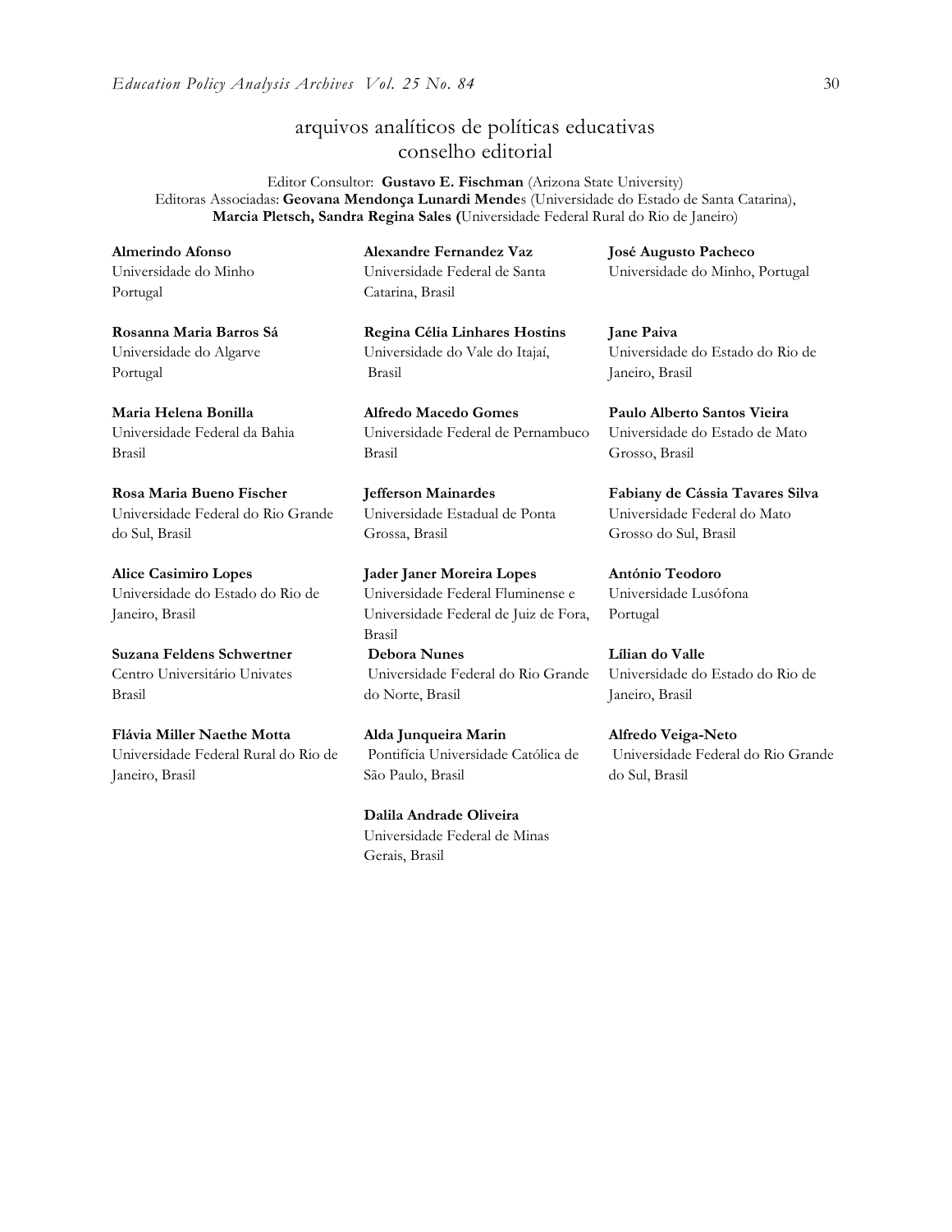# arquivos analíticos de políticas educativas
## conselho editorial

Editor Consultor: **Gustavo E. Fischman** (Arizona State University)
Editoras Associadas: **Geovana Mendonça Lunardi Mende**s (Universidade do Estado de Santa Catarina), **Marcia Pletsch, Sandra Regina Sales (**Universidade Federal Rural do Rio de Janeiro)

**Almerindo Afonso**
Universidade do Minho
Portugal

**Rosanna Maria Barros Sá**
Universidade do Algarve
Portugal

**Maria Helena Bonilla**
Universidade Federal da Bahia
Brasil

**Rosa Maria Bueno Fischer**
Universidade Federal do Rio Grande do Sul, Brasil

**Alice Casimiro Lopes**
Universidade do Estado do Rio de Janeiro, Brasil

**Suzana Feldens Schwertner**
Centro Universitário Univates
Brasil

**Flávia Miller Naethe Motta**
Universidade Federal Rural do Rio de Janeiro, Brasil

**Alexandre Fernandez Vaz**
Universidade Federal de Santa Catarina, Brasil

**Regina Célia Linhares Hostins**
Universidade do Vale do Itajaí, Brasil

**Alfredo Macedo Gomes**
Universidade Federal de Pernambuco
Brasil

**Jefferson Mainardes**
Universidade Estadual de Ponta Grossa, Brasil

**Jader Janer Moreira Lopes**
Universidade Federal Fluminense e Universidade Federal de Juiz de Fora, Brasil

**Debora Nunes**
Universidade Federal do Rio Grande do Norte, Brasil

**Alda Junqueira Marin**
Pontifícia Universidade Católica de São Paulo, Brasil

**Dalila Andrade Oliveira**
Universidade Federal de Minas Gerais, Brasil

**José Augusto Pacheco**
Universidade do Minho, Portugal

**Jane Paiva**
Universidade do Estado do Rio de Janeiro, Brasil

**Paulo Alberto Santos Vieira**
Universidade do Estado de Mato Grosso, Brasil

**Fabiany de Cássia Tavares Silva**
Universidade Federal do Mato Grosso do Sul, Brasil

**António Teodoro**
Universidade Lusófona
Portugal

**Lílian do Valle**
Universidade do Estado do Rio de Janeiro, Brasil

**Alfredo Veiga-Neto**
Universidade Federal do Rio Grande do Sul, Brasil